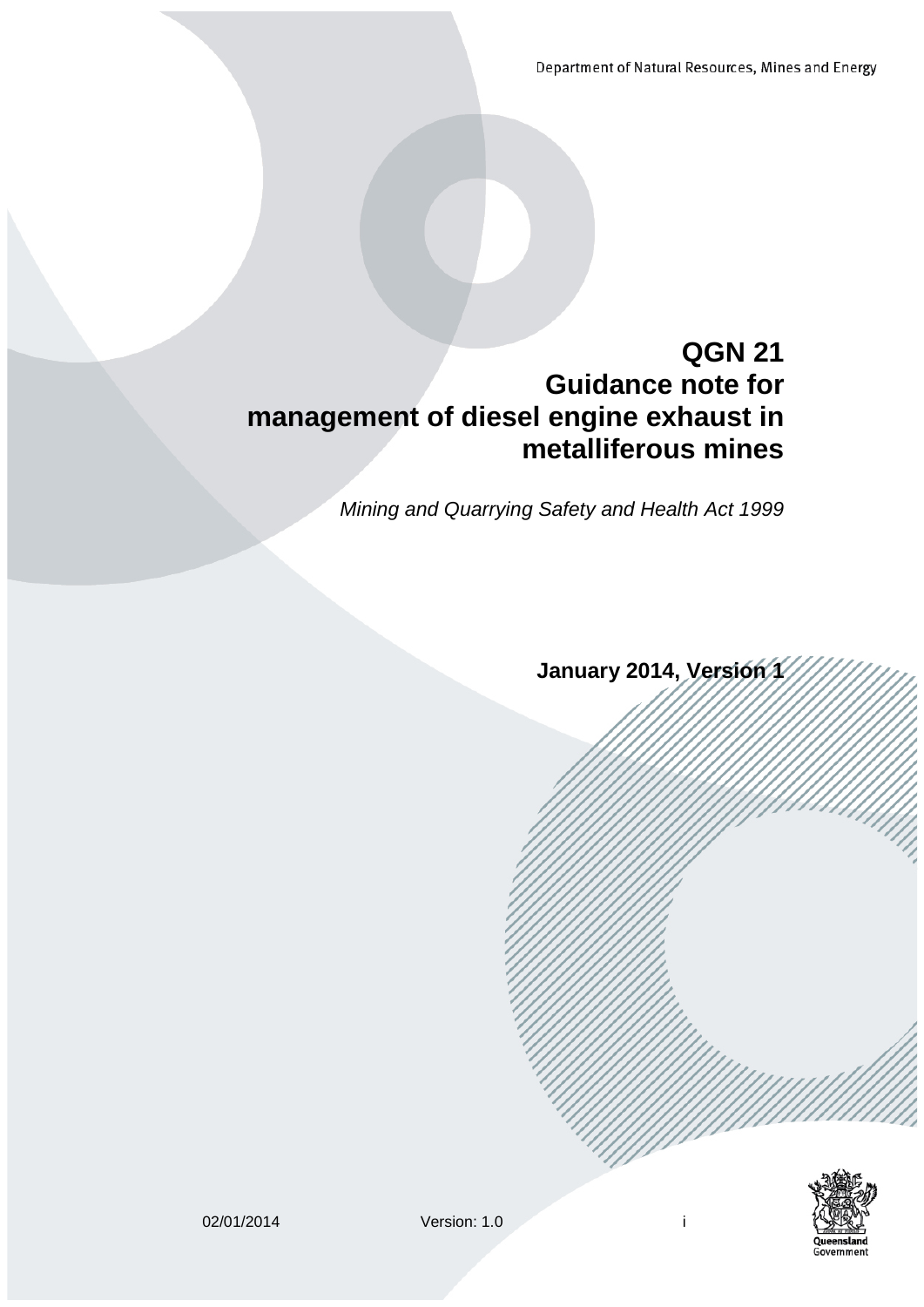Department of Natural Resources, Mines and Energy

# QGN 21 Guidance note for management of diesel engine exhaust in metalliferous mines

*Mining and Quarrying Safety and Health Act 1999*

**January 2014, Version 1**

02/01/2014 Version: 1.0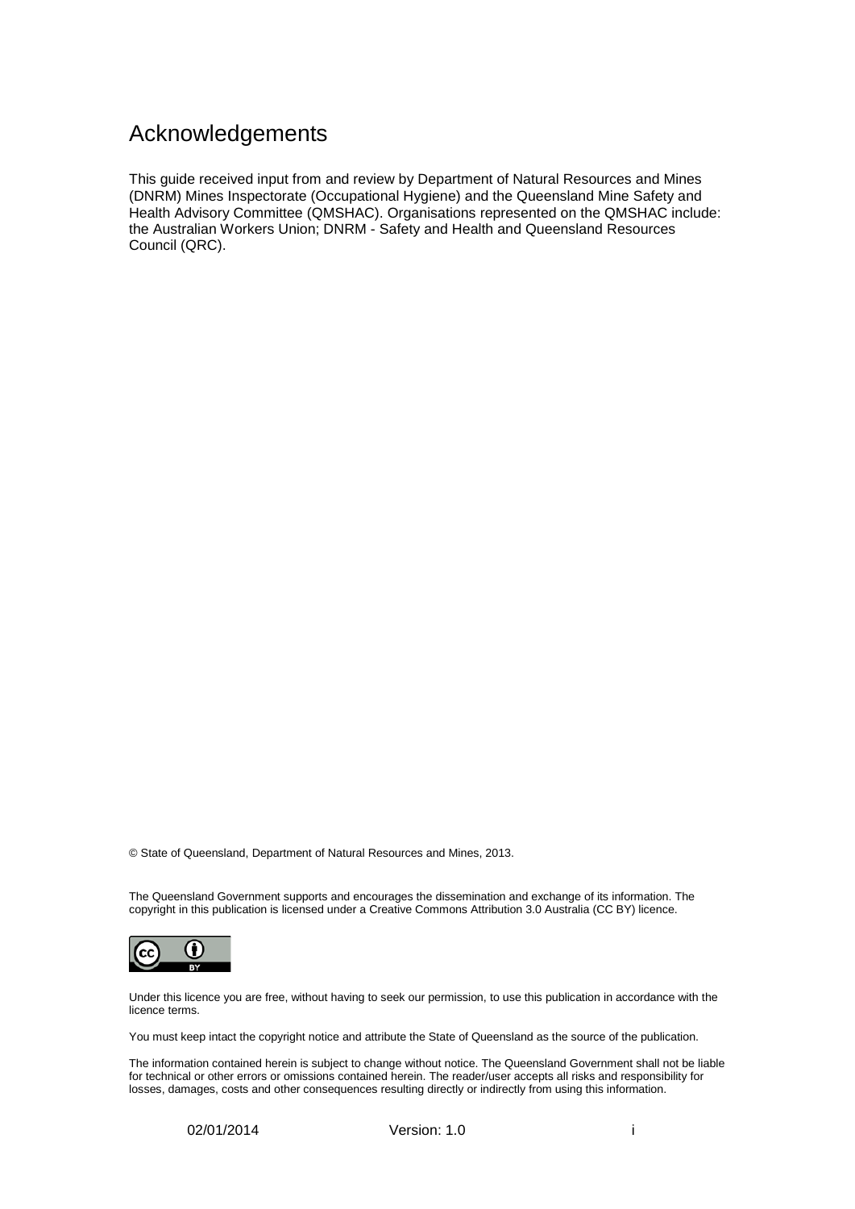# Acknowledgements

This guide received input from and review by Department of Natural Resources and Mines (DNRM) Mines Inspectorate (Occupational Hygiene) and the Queensland Mine Safety and Health Advisory Committee (QMSHAC). Organisations represented on the QMSHAC include: the Australian Workers Union; DNRM - Safety and Health and Queensland Resources Council (QRC).

© State of Queensland, Department of Natural Resources and Mines, 2013.

The Queensland Government supports and encourages the dissemination and exchange of its information. The copyright in this publication is licensed under a Creative Commons Attribution 3.0 Australia (CC BY) licence.

Under this licence you are free, without having to seek our permission, to use this publication in accordance with the licence terms.

You must keep intact the copyright notice and attribute the State of Queensland as the source of the publication.

The information contained herein is subject to change without notice. The Queensland Government shall not be liable for technical or other errors or omissions contained herein. The reader/user accepts all risks and responsibility for losses, damages, costs and other consequences resulting directly or indirectly from using this information.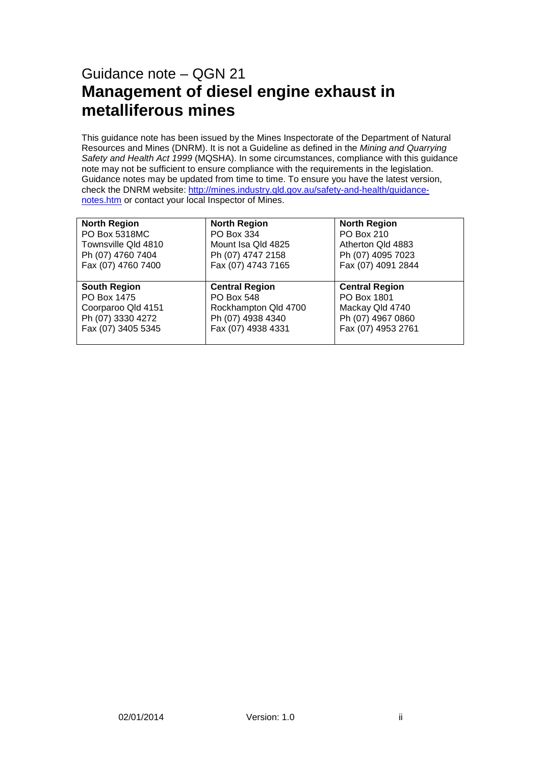# Guidance note – QGN 21

# **Management of diesel engine exhaust in metalliferous mines**

This guidance note has been issued by the Mines Inspectorate of the Department of Natural Resources and Mines (DNRM). It is not a Guideline as defined in the *Mining and Quarrying Safety and Health Act 1999* (MQSHA). In some circumstances, compliance with this guidance note may not be sufficient to ensure compliance with the requirements in the legislation. Guidance notes may be updated from time to time. To ensure you have the latest version, check the DNRM website: [http://mines.industry.qld.gov.au/safety-and-health/guidance-notes.htm](http://mines.industry.qld.gov.au/safety-and-health/guidance-notes.htm) or contact your local Inspector of Mines.

| | | |
|---|---|---|
| **North Region**<br>PO Box 5318MC<br>Townsville Qld 4810<br>Ph (07) 4760 7404<br>Fax (07) 4760 7400 | **North Region**<br>PO Box 334<br>Mount Isa Qld 4825<br>Ph (07) 4747 2158<br>Fax (07) 4743 7165 | **North Region**<br>PO Box 210<br>Atherton Qld 4883<br>Ph (07) 4095 7023<br>Fax (07) 4091 2844 |
| **South Region**<br>PO Box 1475<br>Coorparoo Qld 4151<br>Ph (07) 3330 4272<br>Fax (07) 3405 5345 | **Central Region**<br>PO Box 548<br>Rockhampton Qld 4700<br>Ph (07) 4938 4340<br>Fax (07) 4938 4331 | **Central Region**<br>PO Box 1801<br>Mackay Qld 4740<br>Ph (07) 4967 0860<br>Fax (07) 4953 2761 |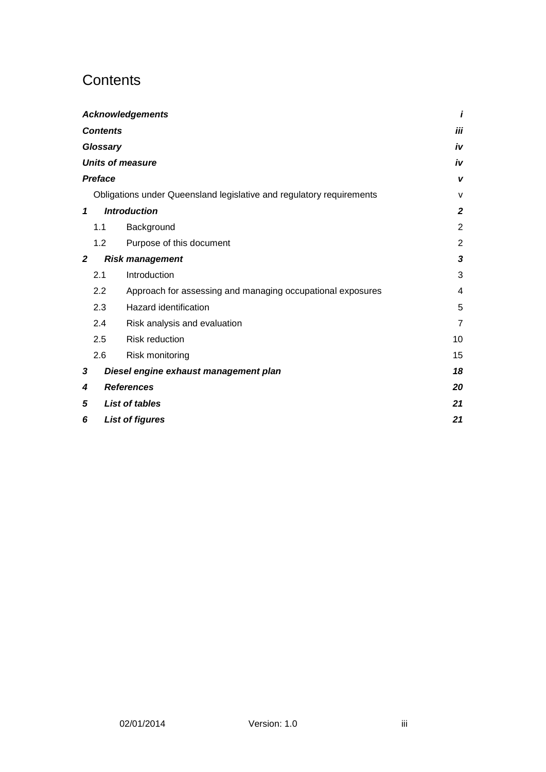# Contents

| | | |
|---|---|---|
| ***Acknowledgements*** | | ***i*** |
| ***Contents*** | | ***iii*** |
| ***Glossary*** | | ***iv*** |
| ***Units of measure*** | | ***iv*** |
| ***Preface*** | | ***v*** |
| Obligations under Queensland legislative and regulatory requirements | | v |
| ***1*** | ***Introduction*** | ***2*** |
| 1.1 | Background | 2 |
| 1.2 | Purpose of this document | 2 |
| ***2*** | ***Risk management*** | ***3*** |
| 2.1 | Introduction | 3 |
| 2.2 | Approach for assessing and managing occupational exposures | 4 |
| 2.3 | Hazard identification | 5 |
| 2.4 | Risk analysis and evaluation | 7 |
| 2.5 | Risk reduction | 10 |
| 2.6 | Risk monitoring | 15 |
| ***3*** | ***Diesel engine exhaust management plan*** | ***18*** |
| ***4*** | ***References*** | ***20*** |
| ***5*** | ***List of tables*** | ***21*** |
| ***6*** | ***List of figures*** | ***21*** |

02/01/2014 Version: 1.0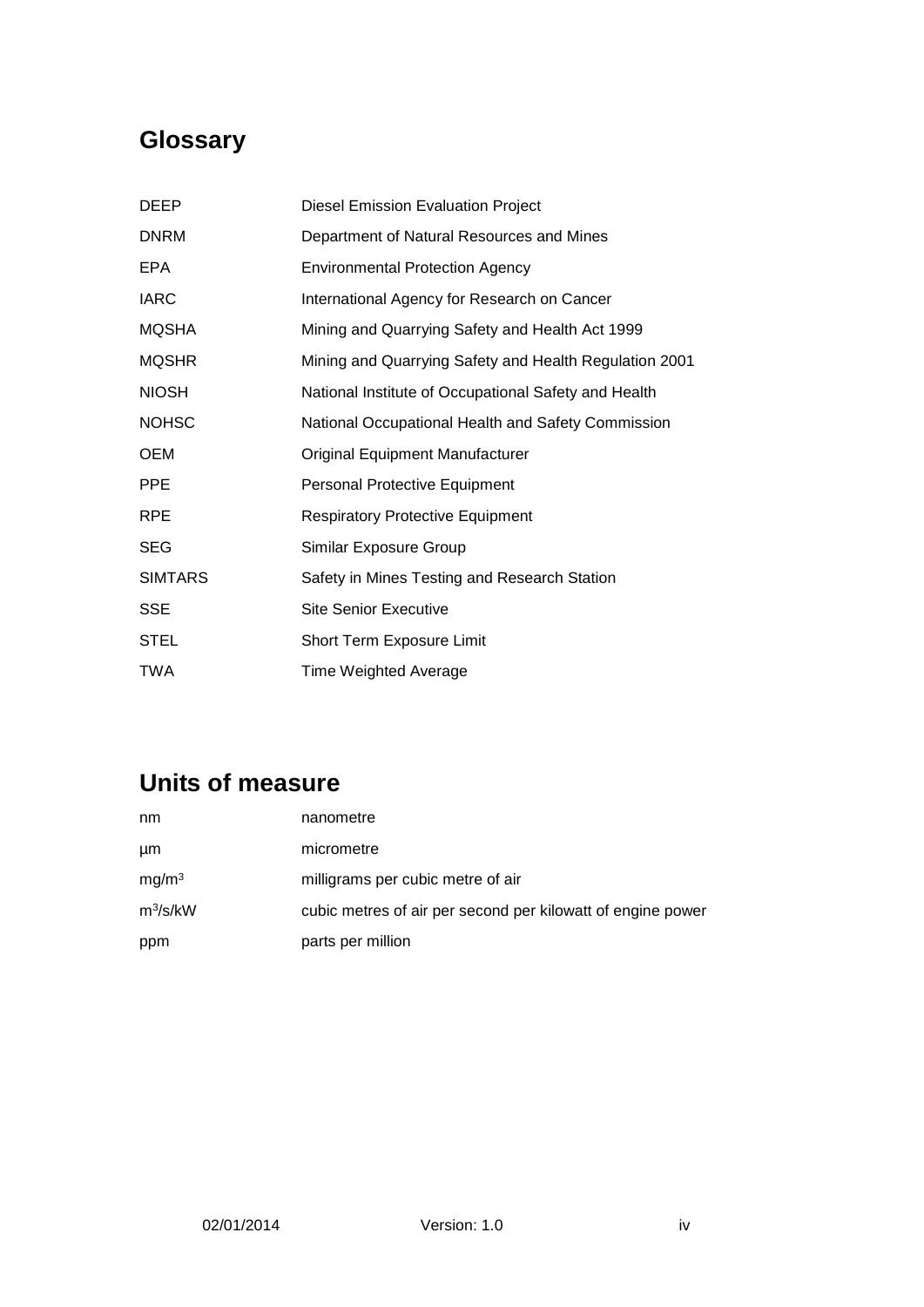## Glossary

| | |
|---|---|
| DEEP | Diesel Emission Evaluation Project |
| DNRM | Department of Natural Resources and Mines |
| EPA | Environmental Protection Agency |
| IARC | International Agency for Research on Cancer |
| MQSHA | Mining and Quarrying Safety and Health Act 1999 |
| MQSHR | Mining and Quarrying Safety and Health Regulation 2001 |
| NIOSH | National Institute of Occupational Safety and Health |
| NOHSC | National Occupational Health and Safety Commission |
| OEM | Original Equipment Manufacturer |
| PPE | Personal Protective Equipment |
| RPE | Respiratory Protective Equipment |
| SEG | Similar Exposure Group |
| SIMTARS | Safety in Mines Testing and Research Station |
| SSE | Site Senior Executive |
| STEL | Short Term Exposure Limit |
| TWA | Time Weighted Average |

## Units of measure

| | |
|---|---|
| nm | nanometre |
| µm | micrometre |
| $mg/m^3$ | milligrams per cubic metre of air |
| $m^3/s/kW$ | cubic metres of air per second per kilowatt of engine power |
| ppm | parts per million |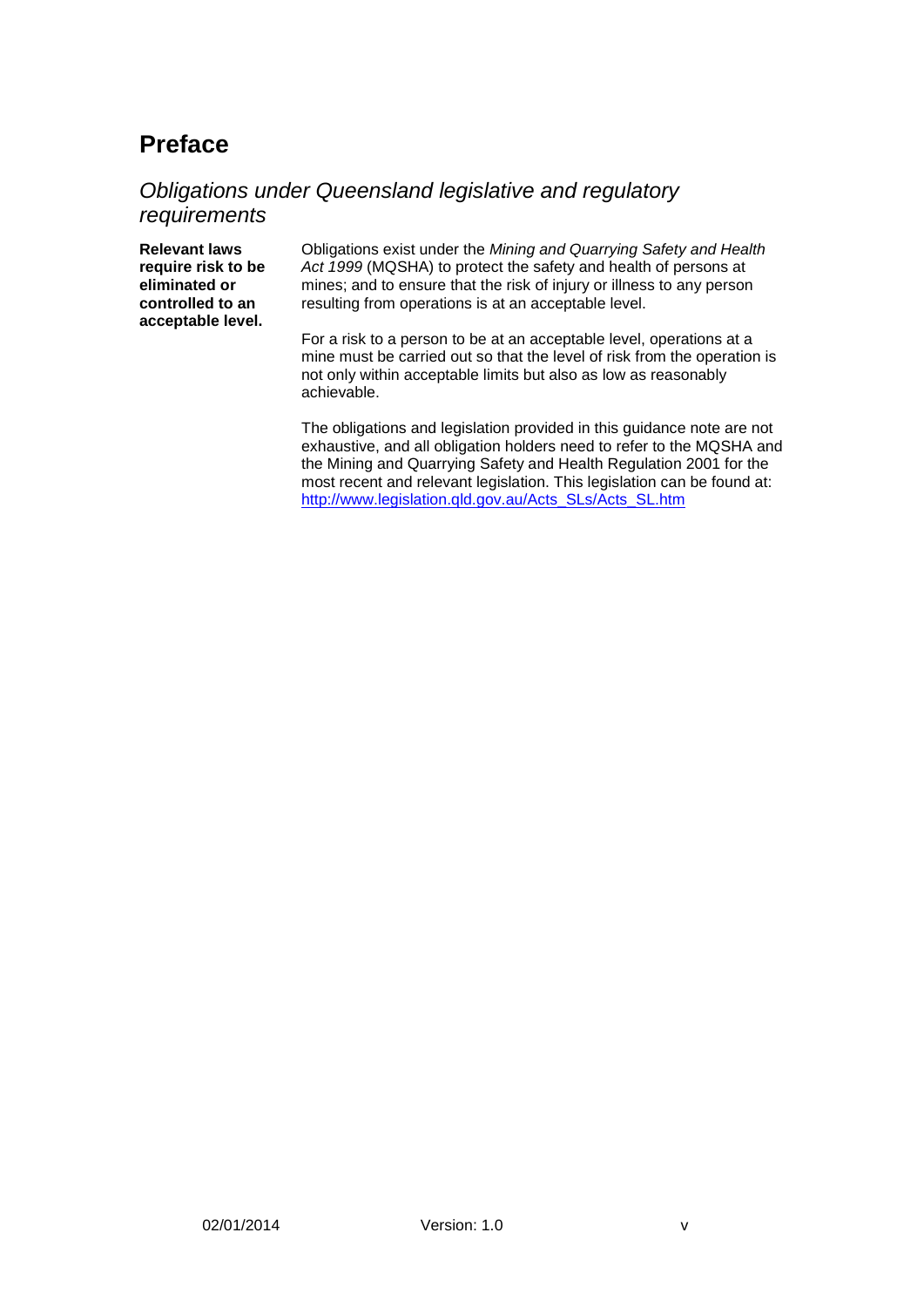# Preface

## *Obligations under Queensland legislative and regulatory requirements*

**Relevant laws require risk to be eliminated or controlled to an acceptable level.**

Obligations exist under the *Mining and Quarrying Safety and Health Act 1999* (MQSHA) to protect the safety and health of persons at mines; and to ensure that the risk of injury or illness to any person resulting from operations is at an acceptable level.

For a risk to a person to be at an acceptable level, operations at a mine must be carried out so that the level of risk from the operation is not only within acceptable limits but also as low as reasonably achievable.

The obligations and legislation provided in this guidance note are not exhaustive, and all obligation holders need to refer to the MQSHA and the Mining and Quarrying Safety and Health Regulation 2001 for the most recent and relevant legislation. This legislation can be found at: [http://www.legislation.qld.gov.au/Acts_SLs/Acts_SL.htm](http://www.legislation.qld.gov.au/Acts_SLs/Acts_SL.htm)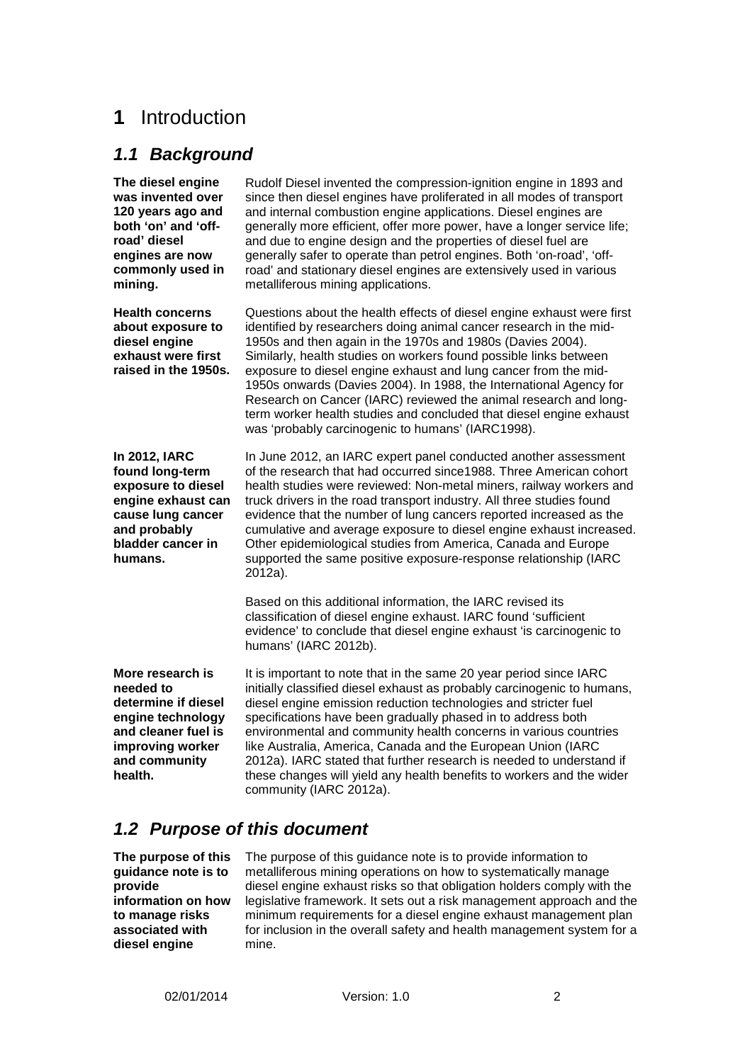# 1 Introduction

## *1.1 Background*

**The diesel engine was invented over 120 years ago and both 'on' and 'off-road' diesel engines are now commonly used in mining.**

Rudolf Diesel invented the compression-ignition engine in 1893 and since then diesel engines have proliferated in all modes of transport and internal combustion engine applications. Diesel engines are generally more efficient, offer more power, have a longer service life; and due to engine design and the properties of diesel fuel are generally safer to operate than petrol engines. Both 'on-road', 'off-road' and stationary diesel engines are extensively used in various metalliferous mining applications.

**Health concerns about exposure to diesel engine exhaust were first raised in the 1950s.**

Questions about the health effects of diesel engine exhaust were first identified by researchers doing animal cancer research in the mid-1950s and then again in the 1970s and 1980s (Davies 2004). Similarly, health studies on workers found possible links between exposure to diesel engine exhaust and lung cancer from the mid-1950s onwards (Davies 2004). In 1988, the International Agency for Research on Cancer (IARC) reviewed the animal research and long-term worker health studies and concluded that diesel engine exhaust was 'probably carcinogenic to humans' (IARC1998).

**In 2012, IARC found long-term exposure to diesel engine exhaust can cause lung cancer and probably bladder cancer in humans.**

In June 2012, an IARC expert panel conducted another assessment of the research that had occurred since1988. Three American cohort health studies were reviewed: Non-metal miners, railway workers and truck drivers in the road transport industry. All three studies found evidence that the number of lung cancers reported increased as the cumulative and average exposure to diesel engine exhaust increased. Other epidemiological studies from America, Canada and Europe supported the same positive exposure-response relationship (IARC 2012a).

Based on this additional information, the IARC revised its classification of diesel engine exhaust. IARC found 'sufficient evidence' to conclude that diesel engine exhaust 'is carcinogenic to humans' (IARC 2012b).

**More research is needed to determine if diesel engine technology and cleaner fuel is improving worker and community health.**

It is important to note that in the same 20 year period since IARC initially classified diesel exhaust as probably carcinogenic to humans, diesel engine emission reduction technologies and stricter fuel specifications have been gradually phased in to address both environmental and community health concerns in various countries like Australia, America, Canada and the European Union (IARC 2012a). IARC stated that further research is needed to understand if these changes will yield any health benefits to workers and the wider community (IARC 2012a).

## *1.2 Purpose of this document*

**The purpose of this guidance note is to provide information on how to manage risks associated with diesel engine**

The purpose of this guidance note is to provide information to metalliferous mining operations on how to systematically manage diesel engine exhaust risks so that obligation holders comply with the legislative framework. It sets out a risk management approach and the minimum requirements for a diesel engine exhaust management plan for inclusion in the overall safety and health management system for a mine.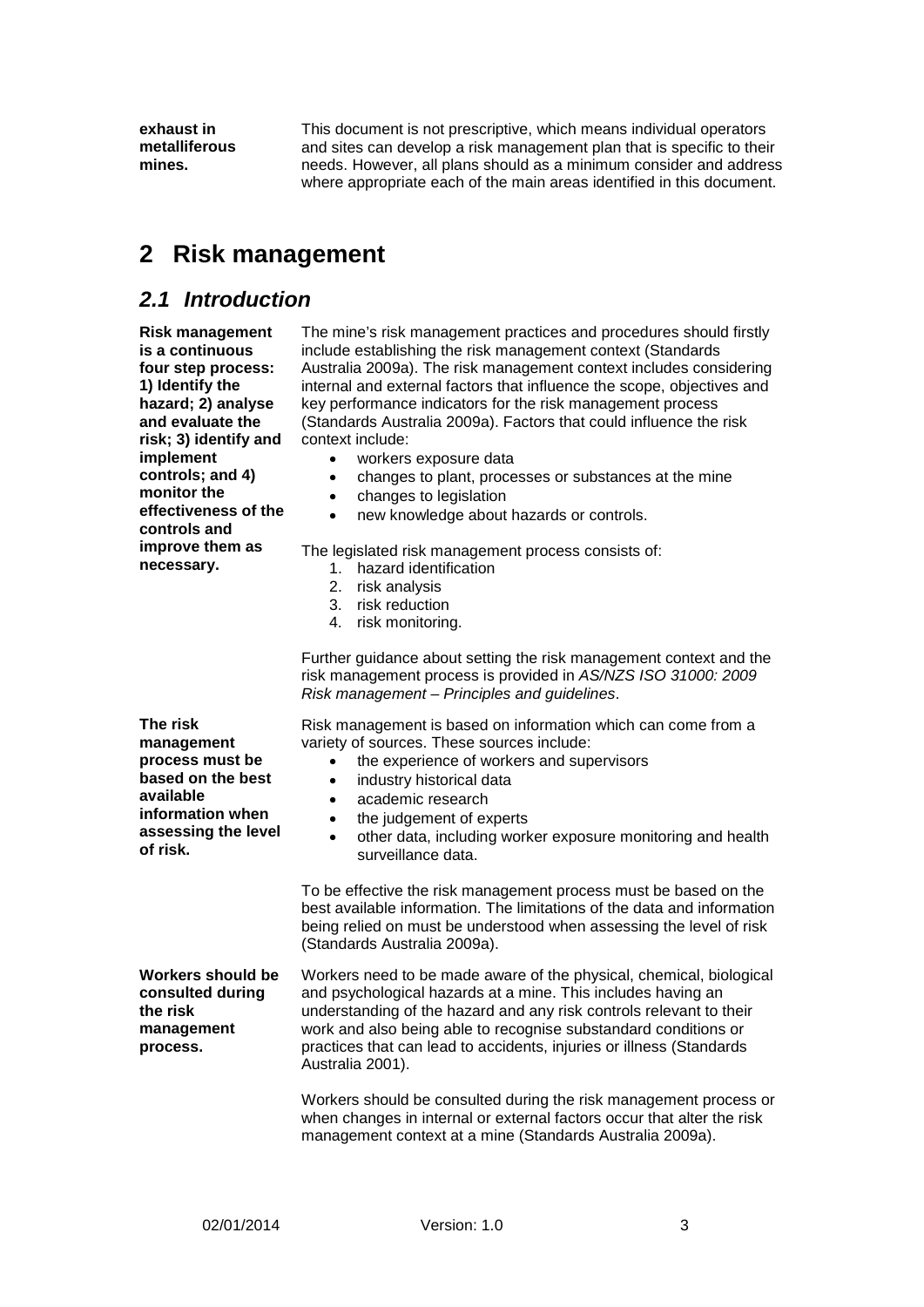**exhaust in metalliferous mines.**

This document is not prescriptive, which means individual operators and sites can develop a risk management plan that is specific to their needs. However, all plans should as a minimum consider and address where appropriate each of the main areas identified in this document.

# 2 Risk management

## 2.1 Introduction

**Risk management is a continuous four step process: 1) Identify the hazard; 2) analyse and evaluate the risk; 3) identify and implement controls; and 4) monitor the effectiveness of the controls and improve them as necessary.**

The mine's risk management practices and procedures should firstly include establishing the risk management context (Standards Australia 2009a). The risk management context includes considering internal and external factors that influence the scope, objectives and key performance indicators for the risk management process (Standards Australia 2009a). Factors that could influence the risk context include:

- workers exposure data
- changes to plant, processes or substances at the mine
- changes to legislation
- new knowledge about hazards or controls.

The legislated risk management process consists of:

1. hazard identification
2. risk analysis
3. risk reduction
4. risk monitoring.

Further guidance about setting the risk management context and the risk management process is provided in *AS/NZS ISO 31000: 2009 Risk management – Principles and guidelines*.

**The risk management process must be based on the best available information when assessing the level of risk.**

Risk management is based on information which can come from a variety of sources. These sources include:

- the experience of workers and supervisors
- industry historical data
- academic research
- the judgement of experts
- other data, including worker exposure monitoring and health surveillance data.

To be effective the risk management process must be based on the best available information. The limitations of the data and information being relied on must be understood when assessing the level of risk (Standards Australia 2009a).

**Workers should be consulted during the risk management process.**

Workers need to be made aware of the physical, chemical, biological and psychological hazards at a mine. This includes having an understanding of the hazard and any risk controls relevant to their work and also being able to recognise substandard conditions or practices that can lead to accidents, injuries or illness (Standards Australia 2001).

Workers should be consulted during the risk management process or when changes in internal or external factors occur that alter the risk management context at a mine (Standards Australia 2009a).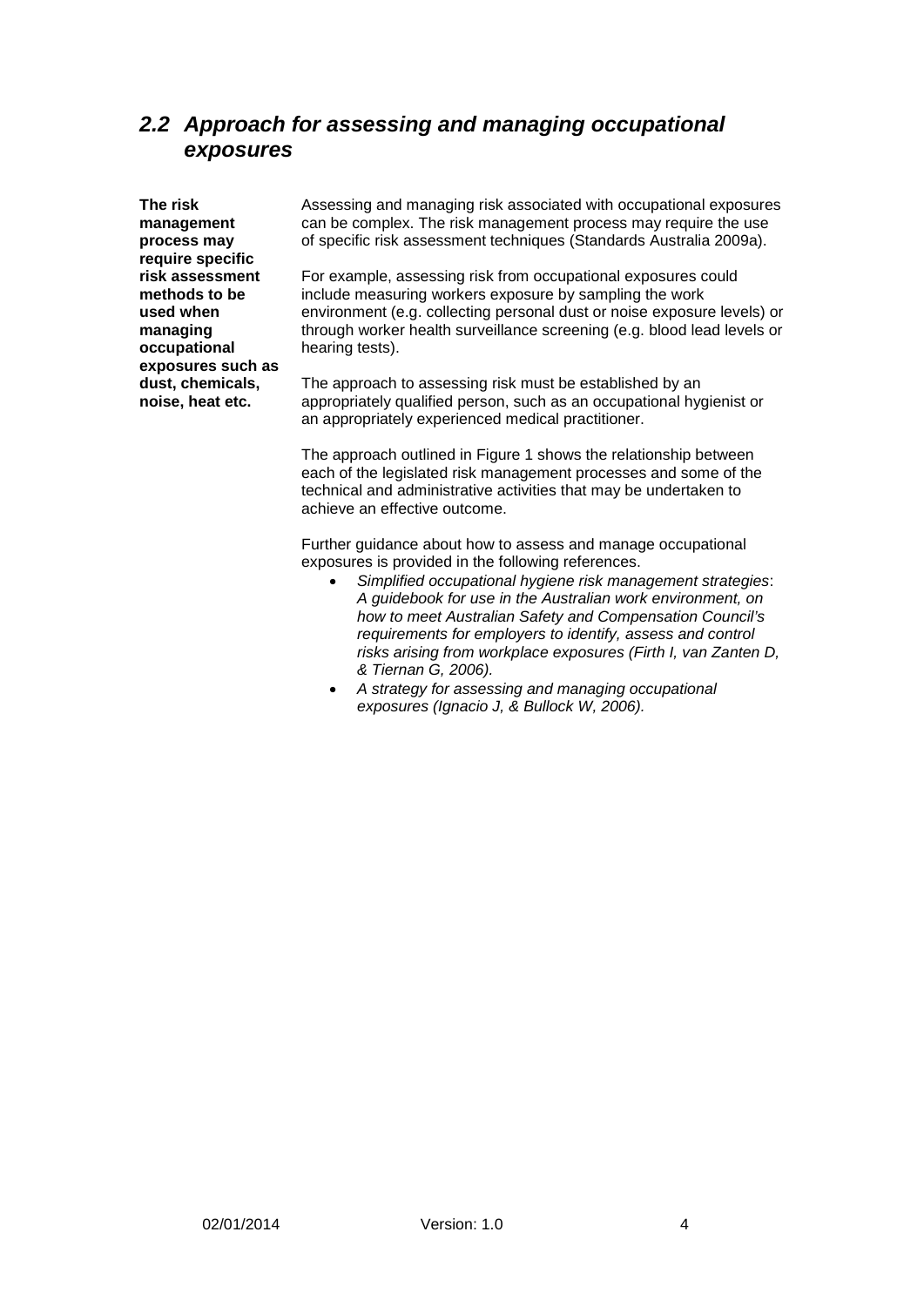## *2.2 Approach for assessing and managing occupational exposures*

**The risk management process may require specific risk assessment methods to be used when managing occupational exposures such as dust, chemicals, noise, heat etc.**

Assessing and managing risk associated with occupational exposures can be complex. The risk management process may require the use of specific risk assessment techniques (Standards Australia 2009a).

For example, assessing risk from occupational exposures could include measuring workers exposure by sampling the work environment (e.g. collecting personal dust or noise exposure levels) or through worker health surveillance screening (e.g. blood lead levels or hearing tests).

The approach to assessing risk must be established by an appropriately qualified person, such as an occupational hygienist or an appropriately experienced medical practitioner.

The approach outlined in Figure 1 shows the relationship between each of the legislated risk management processes and some of the technical and administrative activities that may be undertaken to achieve an effective outcome.

Further guidance about how to assess and manage occupational exposures is provided in the following references.

- *Simplified occupational hygiene risk management strategies*: *A guidebook for use in the Australian work environment, on how to meet Australian Safety and Compensation Council's requirements for employers to identify, assess and control risks arising from workplace exposures (Firth I, van Zanten D, & Tiernan G, 2006).*
- *A strategy for assessing and managing occupational exposures (Ignacio J, & Bullock W, 2006).*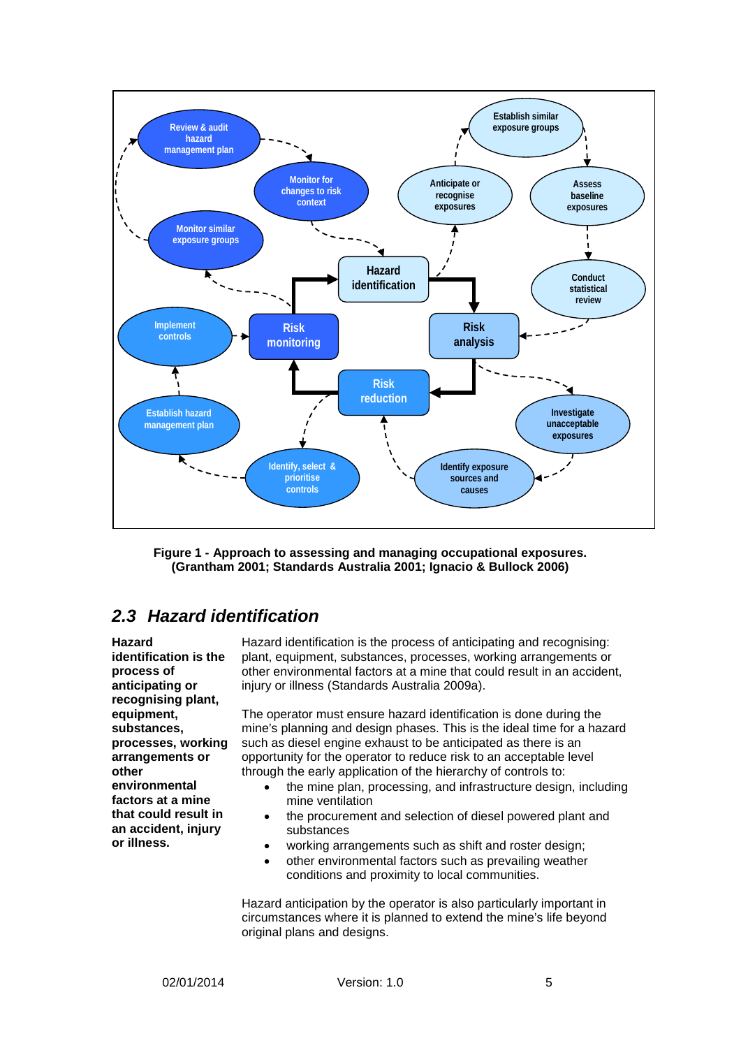**Figure 1 - Approach to assessing and managing occupational exposures. (Grantham 2001; Standards Australia 2001; Ignacio & Bullock 2006)**

## 2.3 Hazard identification

**Hazard identification is the process of anticipating or recognising plant, equipment, substances, processes, working arrangements or other environmental factors at a mine that could result in an accident, injury or illness.**

Hazard identification is the process of anticipating and recognising: plant, equipment, substances, processes, working arrangements or other environmental factors at a mine that could result in an accident, injury or illness (Standards Australia 2009a).

The operator must ensure hazard identification is done during the mine's planning and design phases. This is the ideal time for a hazard such as diesel engine exhaust to be anticipated as there is an opportunity for the operator to reduce risk to an acceptable level through the early application of the hierarchy of controls to:

- the mine plan, processing, and infrastructure design, including mine ventilation
- the procurement and selection of diesel powered plant and substances
- working arrangements such as shift and roster design;
- other environmental factors such as prevailing weather conditions and proximity to local communities.

Hazard anticipation by the operator is also particularly important in circumstances where it is planned to extend the mine's life beyond original plans and designs.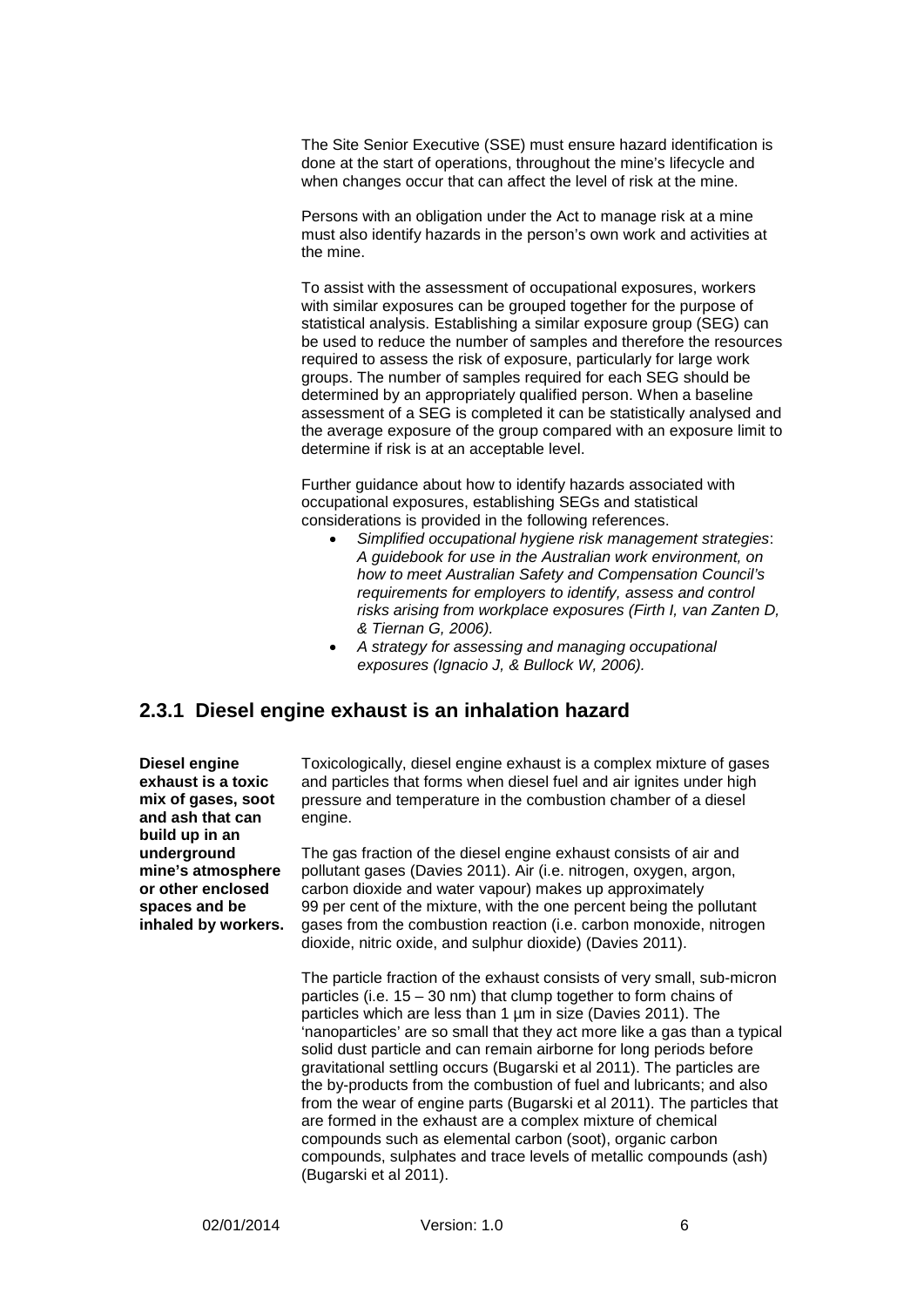The Site Senior Executive (SSE) must ensure hazard identification is done at the start of operations, throughout the mine's lifecycle and when changes occur that can affect the level of risk at the mine.

Persons with an obligation under the Act to manage risk at a mine must also identify hazards in the person's own work and activities at the mine.

To assist with the assessment of occupational exposures, workers with similar exposures can be grouped together for the purpose of statistical analysis. Establishing a similar exposure group (SEG) can be used to reduce the number of samples and therefore the resources required to assess the risk of exposure, particularly for large work groups. The number of samples required for each SEG should be determined by an appropriately qualified person. When a baseline assessment of a SEG is completed it can be statistically analysed and the average exposure of the group compared with an exposure limit to determine if risk is at an acceptable level.

Further guidance about how to identify hazards associated with occupational exposures, establishing SEGs and statistical considerations is provided in the following references.

- *Simplified occupational hygiene risk management strategies: A guidebook for use in the Australian work environment, on how to meet Australian Safety and Compensation Council's requirements for employers to identify, assess and control risks arising from workplace exposures (Firth I, van Zanten D, & Tiernan G, 2006).*
- *A strategy for assessing and managing occupational exposures (Ignacio J, & Bullock W, 2006).*

## 2.3.1 Diesel engine exhaust is an inhalation hazard

**Diesel engine exhaust is a toxic mix of gases, soot and ash that can build up in an underground mine's atmosphere or other enclosed spaces and be inhaled by workers.**

Toxicologically, diesel engine exhaust is a complex mixture of gases and particles that forms when diesel fuel and air ignites under high pressure and temperature in the combustion chamber of a diesel engine.

The gas fraction of the diesel engine exhaust consists of air and pollutant gases (Davies 2011). Air (i.e. nitrogen, oxygen, argon, carbon dioxide and water vapour) makes up approximately 99 per cent of the mixture, with the one percent being the pollutant gases from the combustion reaction (i.e. carbon monoxide, nitrogen dioxide, nitric oxide, and sulphur dioxide) (Davies 2011).

The particle fraction of the exhaust consists of very small, sub-micron particles (i.e. 15 – 30 nm) that clump together to form chains of particles which are less than 1 µm in size (Davies 2011). The 'nanoparticles' are so small that they act more like a gas than a typical solid dust particle and can remain airborne for long periods before gravitational settling occurs (Bugarski et al 2011). The particles are the by-products from the combustion of fuel and lubricants; and also from the wear of engine parts (Bugarski et al 2011). The particles that are formed in the exhaust are a complex mixture of chemical compounds such as elemental carbon (soot), organic carbon compounds, sulphates and trace levels of metallic compounds (ash) (Bugarski et al 2011).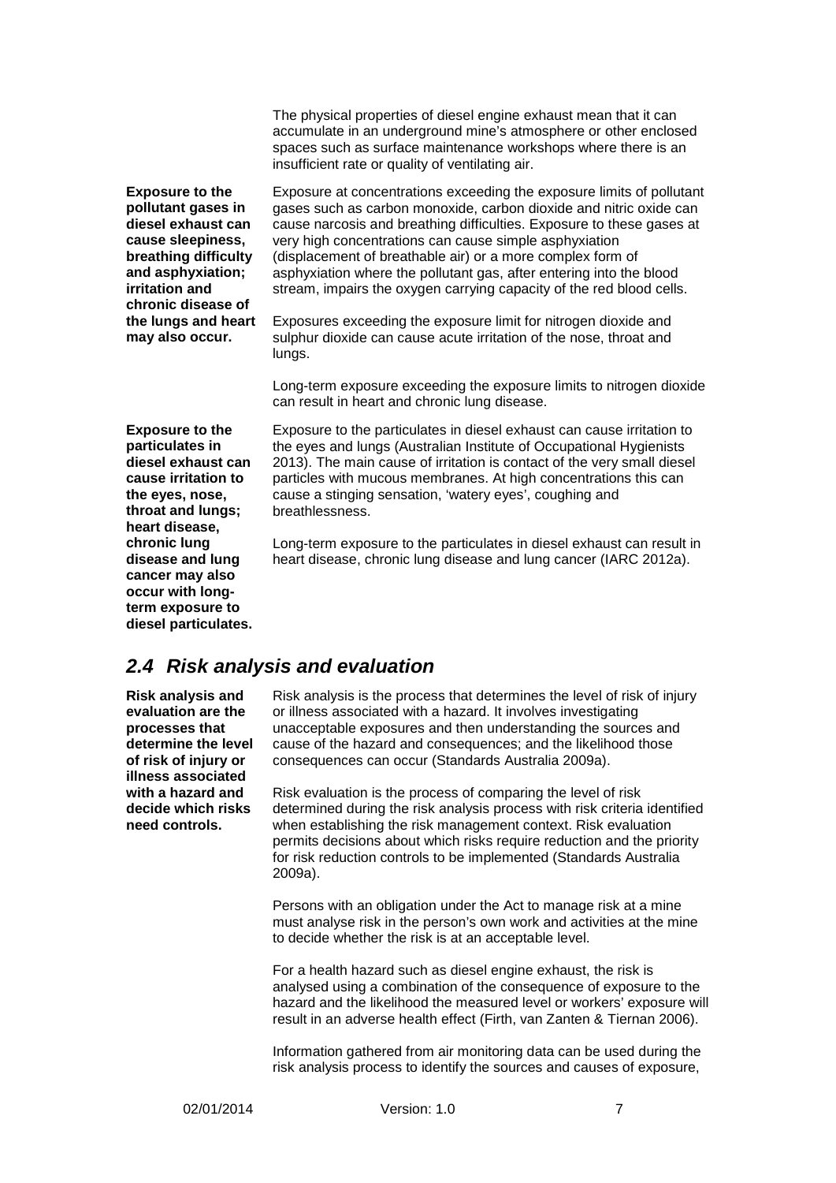The physical properties of diesel engine exhaust mean that it can accumulate in an underground mine's atmosphere or other enclosed spaces such as surface maintenance workshops where there is an insufficient rate or quality of ventilating air.

**Exposure to the pollutant gases in diesel exhaust can cause sleepiness, breathing difficulty and asphyxiation; irritation and chronic disease of the lungs and heart may also occur.**

Exposure at concentrations exceeding the exposure limits of pollutant gases such as carbon monoxide, carbon dioxide and nitric oxide can cause narcosis and breathing difficulties. Exposure to these gases at very high concentrations can cause simple asphyxiation (displacement of breathable air) or a more complex form of asphyxiation where the pollutant gas, after entering into the blood stream, impairs the oxygen carrying capacity of the red blood cells.

Exposures exceeding the exposure limit for nitrogen dioxide and sulphur dioxide can cause acute irritation of the nose, throat and lungs.

Long-term exposure exceeding the exposure limits to nitrogen dioxide can result in heart and chronic lung disease.

**Exposure to the particulates in diesel exhaust can cause irritation to the eyes, nose, throat and lungs; heart disease, chronic lung disease and lung cancer may also occur with long-term exposure to diesel particulates.**

Exposure to the particulates in diesel exhaust can cause irritation to the eyes and lungs (Australian Institute of Occupational Hygienists 2013). The main cause of irritation is contact of the very small diesel particles with mucous membranes. At high concentrations this can cause a stinging sensation, 'watery eyes', coughing and breathlessness.

Long-term exposure to the particulates in diesel exhaust can result in heart disease, chronic lung disease and lung cancer (IARC 2012a).

## *2.4 Risk analysis and evaluation*

**Risk analysis and evaluation are the processes that determine the level of risk of injury or illness associated with a hazard and decide which risks need controls.**

Risk analysis is the process that determines the level of risk of injury or illness associated with a hazard. It involves investigating unacceptable exposures and then understanding the sources and cause of the hazard and consequences; and the likelihood those consequences can occur (Standards Australia 2009a).

Risk evaluation is the process of comparing the level of risk determined during the risk analysis process with risk criteria identified when establishing the risk management context. Risk evaluation permits decisions about which risks require reduction and the priority for risk reduction controls to be implemented (Standards Australia 2009a).

Persons with an obligation under the Act to manage risk at a mine must analyse risk in the person's own work and activities at the mine to decide whether the risk is at an acceptable level.

For a health hazard such as diesel engine exhaust, the risk is analysed using a combination of the consequence of exposure to the hazard and the likelihood the measured level or workers' exposure will result in an adverse health effect (Firth, van Zanten & Tiernan 2006).

Information gathered from air monitoring data can be used during the risk analysis process to identify the sources and causes of exposure,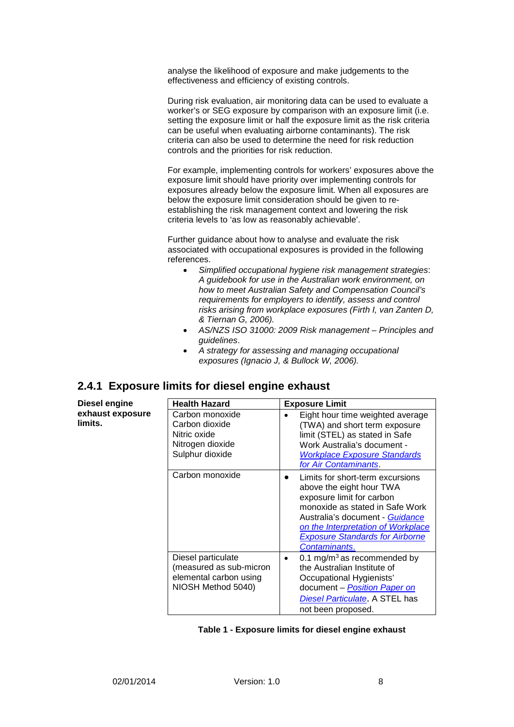analyse the likelihood of exposure and make judgements to the effectiveness and efficiency of existing controls.

During risk evaluation, air monitoring data can be used to evaluate a worker's or SEG exposure by comparison with an exposure limit (i.e. setting the exposure limit or half the exposure limit as the risk criteria can be useful when evaluating airborne contaminants). The risk criteria can also be used to determine the need for risk reduction controls and the priorities for risk reduction.

For example, implementing controls for workers' exposures above the exposure limit should have priority over implementing controls for exposures already below the exposure limit. When all exposures are below the exposure limit consideration should be given to re-establishing the risk management context and lowering the risk criteria levels to 'as low as reasonably achievable'.

Further guidance about how to analyse and evaluate the risk associated with occupational exposures is provided in the following references.

- *Simplified occupational hygiene risk management strategies*: *A guidebook for use in the Australian work environment, on how to meet Australian Safety and Compensation Council's requirements for employers to identify, assess and control risks arising from workplace exposures (Firth I, van Zanten D, & Tiernan G, 2006).*
- *AS/NZS ISO 31000: 2009 Risk management – Principles and guidelines*.
- *A strategy for assessing and managing occupational exposures (Ignacio J, & Bullock W, 2006).*

### 2.4.1 Exposure limits for diesel engine exhaust

**Diesel engine exhaust exposure limits.**

| Health Hazard | Exposure Limit |
|---|---|
| Carbon monoxide<br>Carbon dioxide<br>Nitric oxide<br>Nitrogen dioxide<br>Sulphur dioxide | • Eight hour time weighted average (TWA) and short term exposure limit (STEL) as stated in Safe Work Australia's document - *Workplace Exposure Standards for Air Contaminants*. |
| Carbon monoxide | • Limits for short-term excursions above the eight hour TWA exposure limit for carbon monoxide as stated in Safe Work Australia's document - *Guidance on the Interpretation of Workplace Exposure Standards for Airborne Contaminants*. |
| Diesel particulate (measured as sub-micron elemental carbon using NIOSH Method 5040) | • 0.1 $mg/m^3$ as recommended by the Australian Institute of Occupational Hygienists' document – *Position Paper on Diesel Particulate*. A STEL has not been proposed. |

**Table 1 - Exposure limits for diesel engine exhaust**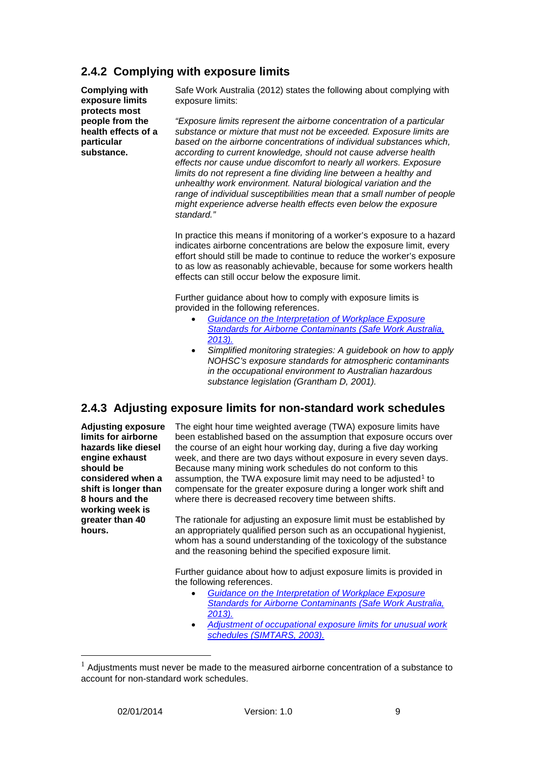## 2.4.2 Complying with exposure limits

**Complying with exposure limits protects most people from the health effects of a particular substance.**

Safe Work Australia (2012) states the following about complying with exposure limits:

*"Exposure limits represent the airborne concentration of a particular substance or mixture that must not be exceeded. Exposure limits are based on the airborne concentrations of individual substances which, according to current knowledge, should not cause adverse health effects nor cause undue discomfort to nearly all workers. Exposure limits do not represent a fine dividing line between a healthy and unhealthy work environment. Natural biological variation and the range of individual susceptibilities mean that a small number of people might experience adverse health effects even below the exposure standard."*

In practice this means if monitoring of a worker's exposure to a hazard indicates airborne concentrations are below the exposure limit, every effort should still be made to continue to reduce the worker's exposure to as low as reasonably achievable, because for some workers health effects can still occur below the exposure limit.

Further guidance about how to comply with exposure limits is provided in the following references.

- *Guidance on the Interpretation of Workplace Exposure Standards for Airborne Contaminants (Safe Work Australia, 2013).*
- *Simplified monitoring strategies: A guidebook on how to apply NOHSC's exposure standards for atmospheric contaminants in the occupational environment to Australian hazardous substance legislation (Grantham D, 2001).*

## 2.4.3 Adjusting exposure limits for non-standard work schedules

**Adjusting exposure limits for airborne hazards like diesel engine exhaust should be considered when a shift is longer than 8 hours and the working week is greater than 40 hours.**

The eight hour time weighted average (TWA) exposure limits have been established based on the assumption that exposure occurs over the course of an eight hour working day, during a five day working week, and there are two days without exposure in every seven days. Because many mining work schedules do not conform to this assumption, the TWA exposure limit may need to be adjusted[1] to compensate for the greater exposure during a longer work shift and where there is decreased recovery time between shifts.

The rationale for adjusting an exposure limit must be established by an appropriately qualified person such as an occupational hygienist, whom has a sound understanding of the toxicology of the substance and the reasoning behind the specified exposure limit.

Further guidance about how to adjust exposure limits is provided in the following references.

- *Guidance on the Interpretation of Workplace Exposure Standards for Airborne Contaminants (Safe Work Australia, 2013).*
- *Adjustment of occupational exposure limits for unusual work schedules (SIMTARS, 2003).*

[1] Adjustments must never be made to the measured airborne concentration of a substance to account for non-standard work schedules.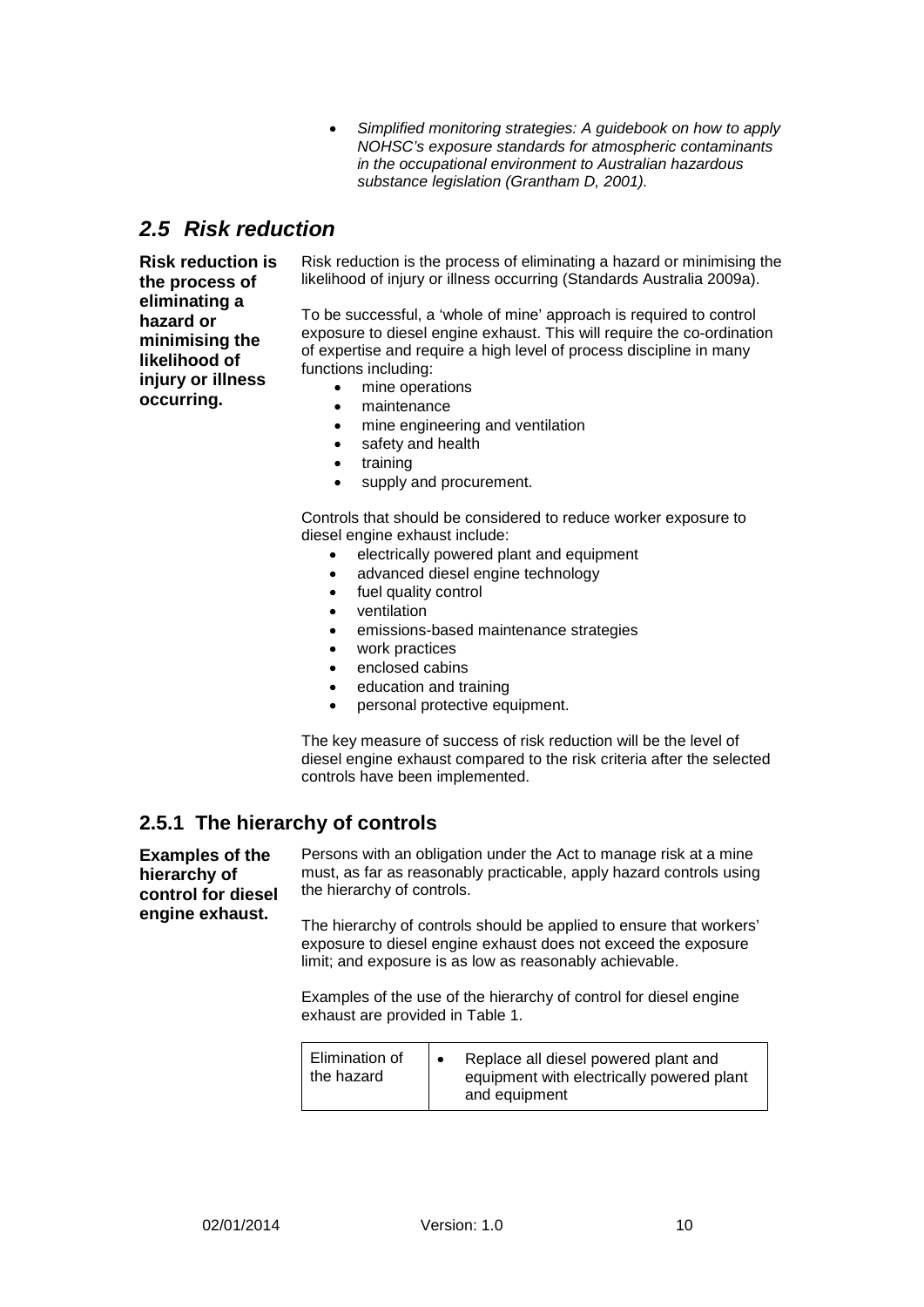- *Simplified monitoring strategies: A guidebook on how to apply NOHSC's exposure standards for atmospheric contaminants in the occupational environment to Australian hazardous substance legislation (Grantham D, 2001).*

## *2.5 Risk reduction*

**Risk reduction is the process of eliminating a hazard or minimising the likelihood of injury or illness occurring.**

Risk reduction is the process of eliminating a hazard or minimising the likelihood of injury or illness occurring (Standards Australia 2009a).

To be successful, a 'whole of mine' approach is required to control exposure to diesel engine exhaust. This will require the co-ordination of expertise and require a high level of process discipline in many functions including:

- mine operations
- maintenance
- mine engineering and ventilation
- safety and health
- training
- supply and procurement.

Controls that should be considered to reduce worker exposure to diesel engine exhaust include:

- electrically powered plant and equipment
- advanced diesel engine technology
- fuel quality control
- ventilation
- emissions-based maintenance strategies
- work practices
- enclosed cabins
- education and training
- personal protective equipment.

The key measure of success of risk reduction will be the level of diesel engine exhaust compared to the risk criteria after the selected controls have been implemented.

### 2.5.1 The hierarchy of controls

**Examples of the hierarchy of control for diesel engine exhaust.**

Persons with an obligation under the Act to manage risk at a mine must, as far as reasonably practicable, apply hazard controls using the hierarchy of controls.

The hierarchy of controls should be applied to ensure that workers' exposure to diesel engine exhaust does not exceed the exposure limit; and exposure is as low as reasonably achievable.

Examples of the use of the hierarchy of control for diesel engine exhaust are provided in Table 1.

| | |
|---|---|
| Elimination of the hazard | • Replace all diesel powered plant and equipment with electrically powered plant and equipment |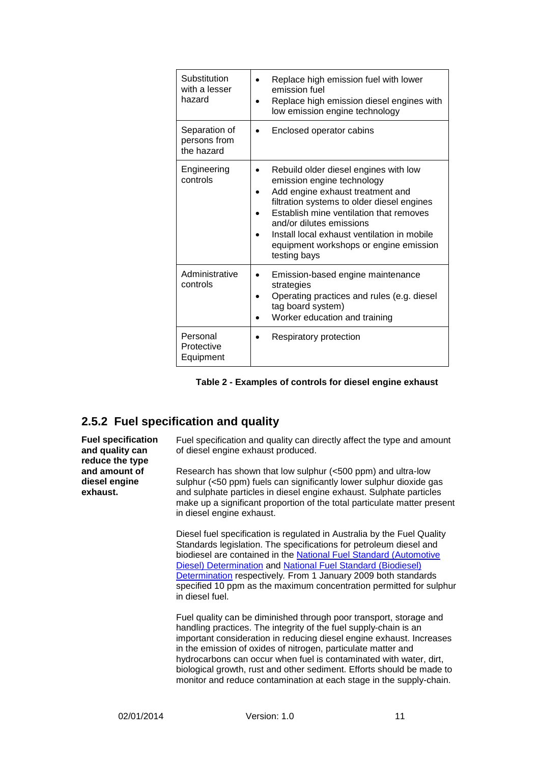| | |
|---|---|
| Substitution with a lesser hazard | • Replace high emission fuel with lower emission fuel<br>• Replace high emission diesel engines with low emission engine technology |
| Separation of persons from the hazard | • Enclosed operator cabins |
| Engineering controls | • Rebuild older diesel engines with low emission engine technology<br>• Add engine exhaust treatment and filtration systems to older diesel engines<br>• Establish mine ventilation that removes and/or dilutes emissions<br>• Install local exhaust ventilation in mobile equipment workshops or engine emission testing bays |
| Administrative controls | • Emission-based engine maintenance strategies<br>• Operating practices and rules (e.g. diesel tag board system)<br>• Worker education and training |
| Personal Protective Equipment | • Respiratory protection |

**Table 2 - Examples of controls for diesel engine exhaust**

## 2.5.2 Fuel specification and quality

**Fuel specification and quality can reduce the type and amount of diesel engine exhaust.**

Fuel specification and quality can directly affect the type and amount of diesel engine exhaust produced.

Research has shown that low sulphur (<500 ppm) and ultra-low sulphur (<50 ppm) fuels can significantly lower sulphur dioxide gas and sulphate particles in diesel engine exhaust. Sulphate particles make up a significant proportion of the total particulate matter present in diesel engine exhaust.

Diesel fuel specification is regulated in Australia by the Fuel Quality Standards legislation. The specifications for petroleum diesel and biodiesel are contained in the National Fuel Standard (Automotive Diesel) Determination and National Fuel Standard (Biodiesel) Determination respectively. From 1 January 2009 both standards specified 10 ppm as the maximum concentration permitted for sulphur in diesel fuel.

Fuel quality can be diminished through poor transport, storage and handling practices. The integrity of the fuel supply-chain is an important consideration in reducing diesel engine exhaust. Increases in the emission of oxides of nitrogen, particulate matter and hydrocarbons can occur when fuel is contaminated with water, dirt, biological growth, rust and other sediment. Efforts should be made to monitor and reduce contamination at each stage in the supply-chain.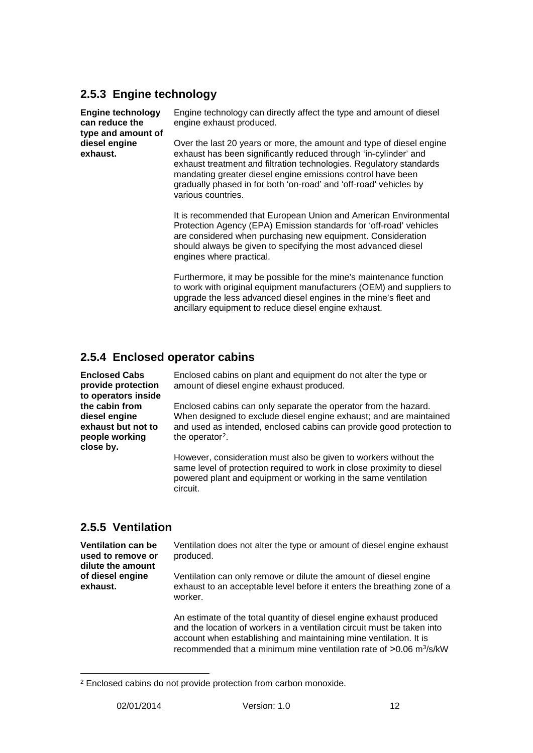## 2.5.3 Engine technology

**Engine technology can reduce the type and amount of diesel engine exhaust.**

Engine technology can directly affect the type and amount of diesel engine exhaust produced.

Over the last 20 years or more, the amount and type of diesel engine exhaust has been significantly reduced through 'in-cylinder' and exhaust treatment and filtration technologies. Regulatory standards mandating greater diesel engine emissions control have been gradually phased in for both 'on-road' and 'off-road' vehicles by various countries.

It is recommended that European Union and American Environmental Protection Agency (EPA) Emission standards for 'off-road' vehicles are considered when purchasing new equipment. Consideration should always be given to specifying the most advanced diesel engines where practical.

Furthermore, it may be possible for the mine's maintenance function to work with original equipment manufacturers (OEM) and suppliers to upgrade the less advanced diesel engines in the mine's fleet and ancillary equipment to reduce diesel engine exhaust.

## 2.5.4 Enclosed operator cabins

**Enclosed Cabs provide protection to operators inside the cabin from diesel engine exhaust but not to people working close by.**

Enclosed cabins on plant and equipment do not alter the type or amount of diesel engine exhaust produced.

Enclosed cabins can only separate the operator from the hazard. When designed to exclude diesel engine exhaust; and are maintained and used as intended, enclosed cabins can provide good protection to the operator[2].

However, consideration must also be given to workers without the same level of protection required to work in close proximity to diesel powered plant and equipment or working in the same ventilation circuit.

## 2.5.5 Ventilation

**Ventilation can be used to remove or dilute the amount of diesel engine exhaust.**

Ventilation does not alter the type or amount of diesel engine exhaust produced.

Ventilation can only remove or dilute the amount of diesel engine exhaust to an acceptable level before it enters the breathing zone of a worker.

An estimate of the total quantity of diesel engine exhaust produced and the location of workers in a ventilation circuit must be taken into account when establishing and maintaining mine ventilation. It is recommended that a minimum mine ventilation rate of >0.06 $m^3/s/kW$

[2] Enclosed cabins do not provide protection from carbon monoxide.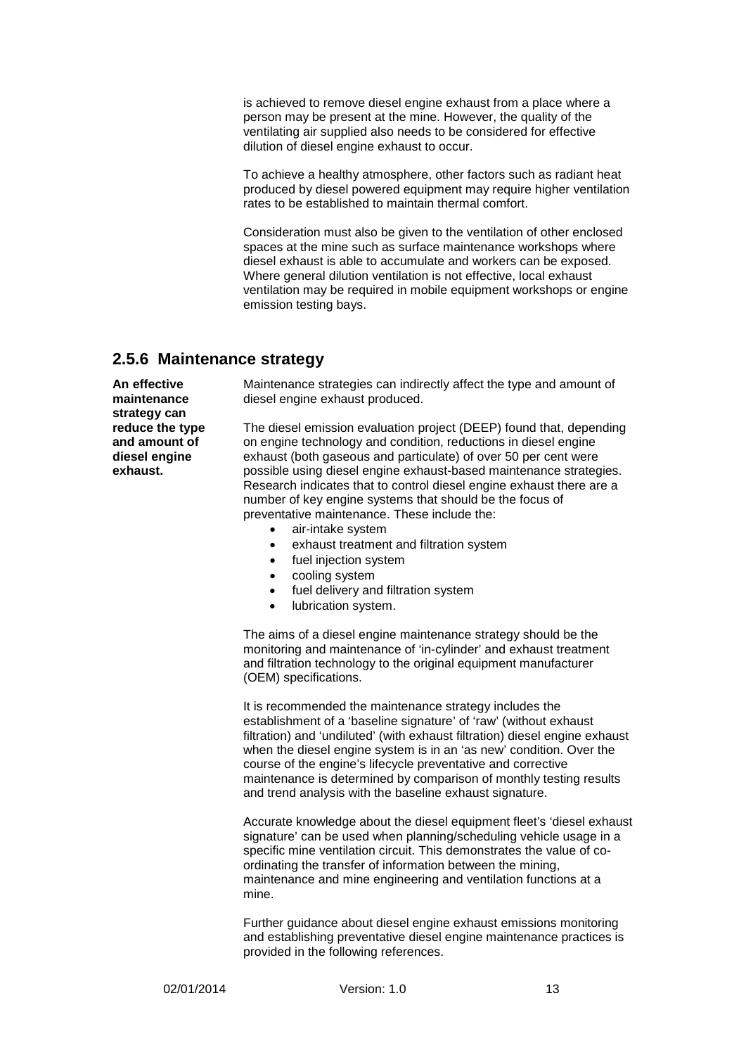is achieved to remove diesel engine exhaust from a place where a person may be present at the mine. However, the quality of the ventilating air supplied also needs to be considered for effective dilution of diesel engine exhaust to occur.

To achieve a healthy atmosphere, other factors such as radiant heat produced by diesel powered equipment may require higher ventilation rates to be established to maintain thermal comfort.

Consideration must also be given to the ventilation of other enclosed spaces at the mine such as surface maintenance workshops where diesel exhaust is able to accumulate and workers can be exposed. Where general dilution ventilation is not effective, local exhaust ventilation may be required in mobile equipment workshops or engine emission testing bays.

### 2.5.6 Maintenance strategy

**An effective maintenance strategy can reduce the type and amount of diesel engine exhaust.**

Maintenance strategies can indirectly affect the type and amount of diesel engine exhaust produced.

The diesel emission evaluation project (DEEP) found that, depending on engine technology and condition, reductions in diesel engine exhaust (both gaseous and particulate) of over 50 per cent were possible using diesel engine exhaust-based maintenance strategies. Research indicates that to control diesel engine exhaust there are a number of key engine systems that should be the focus of preventative maintenance. These include the:

- air-intake system
- exhaust treatment and filtration system
- fuel injection system
- cooling system
- fuel delivery and filtration system
- lubrication system.

The aims of a diesel engine maintenance strategy should be the monitoring and maintenance of 'in-cylinder' and exhaust treatment and filtration technology to the original equipment manufacturer (OEM) specifications.

It is recommended the maintenance strategy includes the establishment of a 'baseline signature' of 'raw' (without exhaust filtration) and 'undiluted' (with exhaust filtration) diesel engine exhaust when the diesel engine system is in an 'as new' condition. Over the course of the engine's lifecycle preventative and corrective maintenance is determined by comparison of monthly testing results and trend analysis with the baseline exhaust signature.

Accurate knowledge about the diesel equipment fleet's 'diesel exhaust signature' can be used when planning/scheduling vehicle usage in a specific mine ventilation circuit. This demonstrates the value of co-ordinating the transfer of information between the mining, maintenance and mine engineering and ventilation functions at a mine.

Further guidance about diesel engine exhaust emissions monitoring and establishing preventative diesel engine maintenance practices is provided in the following references.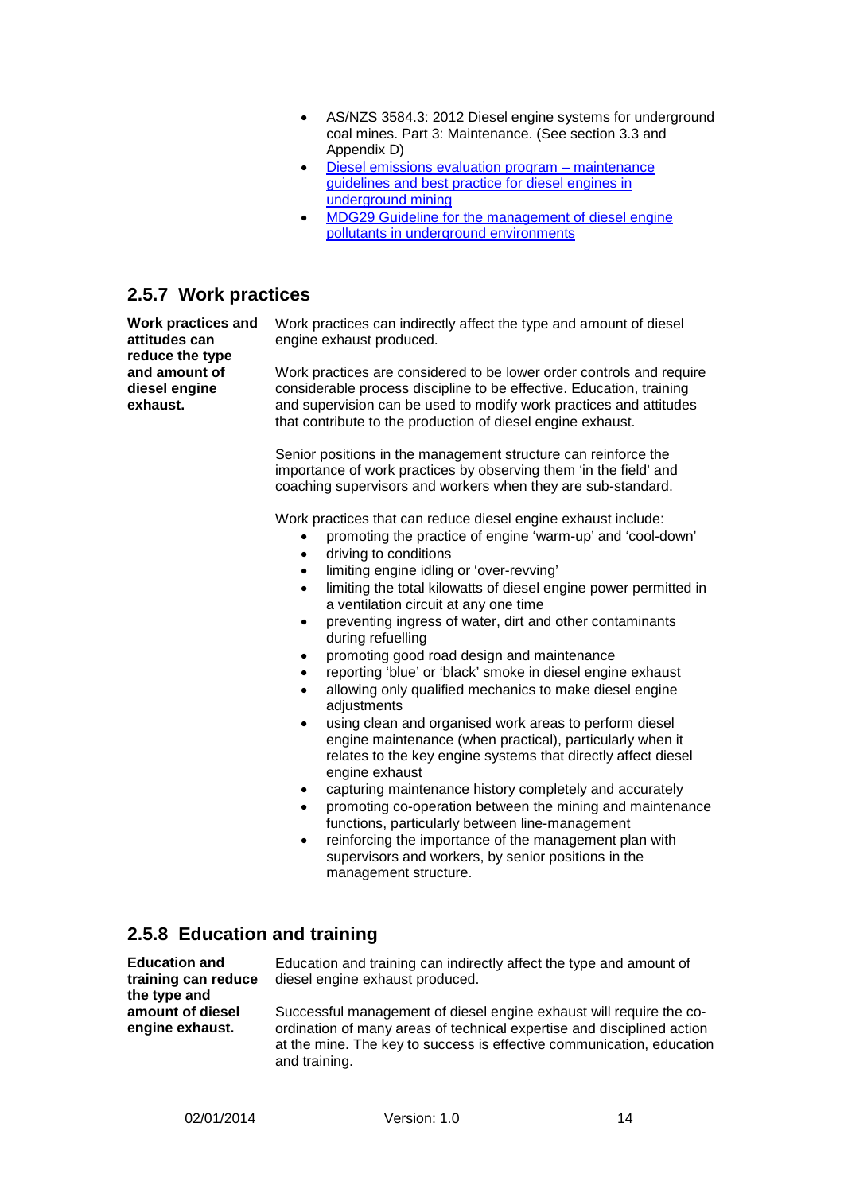- AS/NZS 3584.3: 2012 Diesel engine systems for underground coal mines. Part 3: Maintenance. (See section 3.3 and Appendix D)
- Diesel emissions evaluation program – maintenance guidelines and best practice for diesel engines in underground mining
- MDG29 Guideline for the management of diesel engine pollutants in underground environments

## 2.5.7 Work practices

**Work practices and attitudes can reduce the type and amount of diesel engine exhaust.**

Work practices can indirectly affect the type and amount of diesel engine exhaust produced.

Work practices are considered to be lower order controls and require considerable process discipline to be effective. Education, training and supervision can be used to modify work practices and attitudes that contribute to the production of diesel engine exhaust.

Senior positions in the management structure can reinforce the importance of work practices by observing them 'in the field' and coaching supervisors and workers when they are sub-standard.

Work practices that can reduce diesel engine exhaust include:

- promoting the practice of engine 'warm-up' and 'cool-down'
- driving to conditions
- limiting engine idling or 'over-revving'
- limiting the total kilowatts of diesel engine power permitted in a ventilation circuit at any one time
- preventing ingress of water, dirt and other contaminants during refuelling
- promoting good road design and maintenance
- reporting 'blue' or 'black' smoke in diesel engine exhaust
- allowing only qualified mechanics to make diesel engine adjustments
- using clean and organised work areas to perform diesel engine maintenance (when practical), particularly when it relates to the key engine systems that directly affect diesel engine exhaust
- capturing maintenance history completely and accurately
- promoting co-operation between the mining and maintenance functions, particularly between line-management
- reinforcing the importance of the management plan with supervisors and workers, by senior positions in the management structure.

## 2.5.8 Education and training

**Education and training can reduce the type and amount of diesel engine exhaust.**

Education and training can indirectly affect the type and amount of diesel engine exhaust produced.

Successful management of diesel engine exhaust will require the co-ordination of many areas of technical expertise and disciplined action at the mine. The key to success is effective communication, education and training.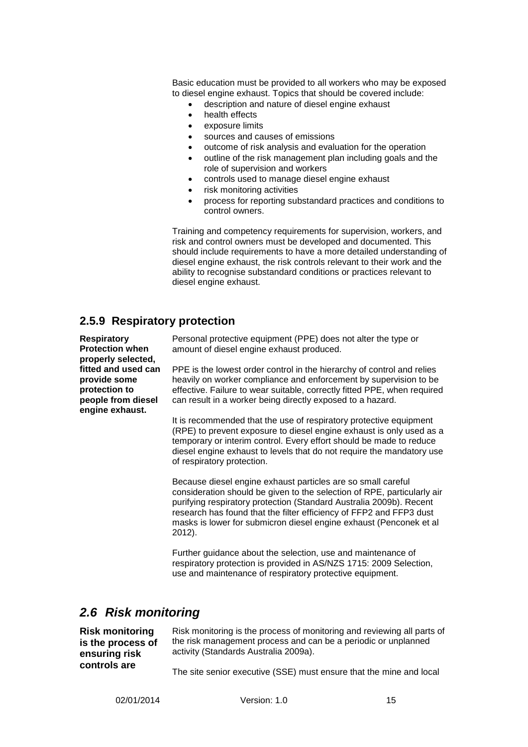Basic education must be provided to all workers who may be exposed to diesel engine exhaust. Topics that should be covered include:

- description and nature of diesel engine exhaust
- health effects
- exposure limits
- sources and causes of emissions
- outcome of risk analysis and evaluation for the operation
- outline of the risk management plan including goals and the role of supervision and workers
- controls used to manage diesel engine exhaust
- risk monitoring activities
- process for reporting substandard practices and conditions to control owners.

Training and competency requirements for supervision, workers, and risk and control owners must be developed and documented. This should include requirements to have a more detailed understanding of diesel engine exhaust, the risk controls relevant to their work and the ability to recognise substandard conditions or practices relevant to diesel engine exhaust.

### 2.5.9 Respiratory protection

**Respiratory Protection when properly selected, fitted and used can provide some protection to people from diesel engine exhaust.**

Personal protective equipment (PPE) does not alter the type or amount of diesel engine exhaust produced.

PPE is the lowest order control in the hierarchy of control and relies heavily on worker compliance and enforcement by supervision to be effective. Failure to wear suitable, correctly fitted PPE, when required can result in a worker being directly exposed to a hazard.

It is recommended that the use of respiratory protective equipment (RPE) to prevent exposure to diesel engine exhaust is only used as a temporary or interim control. Every effort should be made to reduce diesel engine exhaust to levels that do not require the mandatory use of respiratory protection.

Because diesel engine exhaust particles are so small careful consideration should be given to the selection of RPE, particularly air purifying respiratory protection (Standard Australia 2009b). Recent research has found that the filter efficiency of FFP2 and FFP3 dust masks is lower for submicron diesel engine exhaust (Penconek et al 2012).

Further guidance about the selection, use and maintenance of respiratory protection is provided in AS/NZS 1715: 2009 Selection, use and maintenance of respiratory protective equipment.

## *2.6 Risk monitoring*

**Risk monitoring is the process of ensuring risk controls are**

Risk monitoring is the process of monitoring and reviewing all parts of the risk management process and can be a periodic or unplanned activity (Standards Australia 2009a).

The site senior executive (SSE) must ensure that the mine and local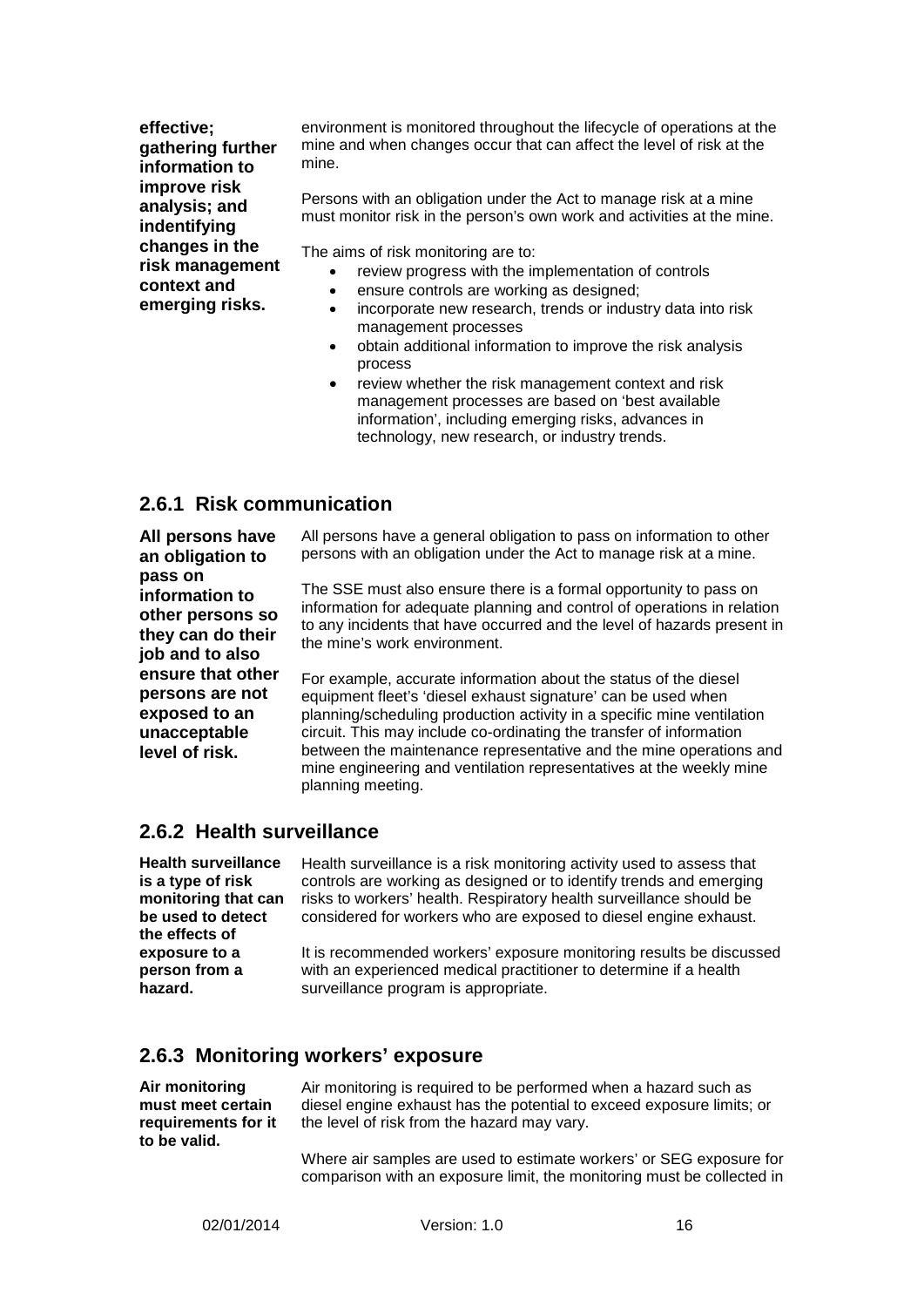**effective; gathering further information to improve risk analysis; and indentifying changes in the risk management context and emerging risks.**

environment is monitored throughout the lifecycle of operations at the mine and when changes occur that can affect the level of risk at the mine.

Persons with an obligation under the Act to manage risk at a mine must monitor risk in the person's own work and activities at the mine.

The aims of risk monitoring are to:

- review progress with the implementation of controls
- ensure controls are working as designed;
- incorporate new research, trends or industry data into risk management processes
- obtain additional information to improve the risk analysis process
- review whether the risk management context and risk management processes are based on 'best available information', including emerging risks, advances in technology, new research, or industry trends.

## 2.6.1 Risk communication

**All persons have an obligation to pass on information to other persons so they can do their job and to also ensure that other persons are not exposed to an unacceptable level of risk.**

All persons have a general obligation to pass on information to other persons with an obligation under the Act to manage risk at a mine.

The SSE must also ensure there is a formal opportunity to pass on information for adequate planning and control of operations in relation to any incidents that have occurred and the level of hazards present in the mine's work environment.

For example, accurate information about the status of the diesel equipment fleet's 'diesel exhaust signature' can be used when planning/scheduling production activity in a specific mine ventilation circuit. This may include co-ordinating the transfer of information between the maintenance representative and the mine operations and mine engineering and ventilation representatives at the weekly mine planning meeting.

## 2.6.2 Health surveillance

**Health surveillance is a type of risk monitoring that can be used to detect the effects of exposure to a person from a hazard.**

Health surveillance is a risk monitoring activity used to assess that controls are working as designed or to identify trends and emerging risks to workers' health. Respiratory health surveillance should be considered for workers who are exposed to diesel engine exhaust.

It is recommended workers' exposure monitoring results be discussed with an experienced medical practitioner to determine if a health surveillance program is appropriate.

## 2.6.3 Monitoring workers' exposure

**Air monitoring must meet certain requirements for it to be valid.**

Air monitoring is required to be performed when a hazard such as diesel engine exhaust has the potential to exceed exposure limits; or the level of risk from the hazard may vary.

Where air samples are used to estimate workers' or SEG exposure for comparison with an exposure limit, the monitoring must be collected in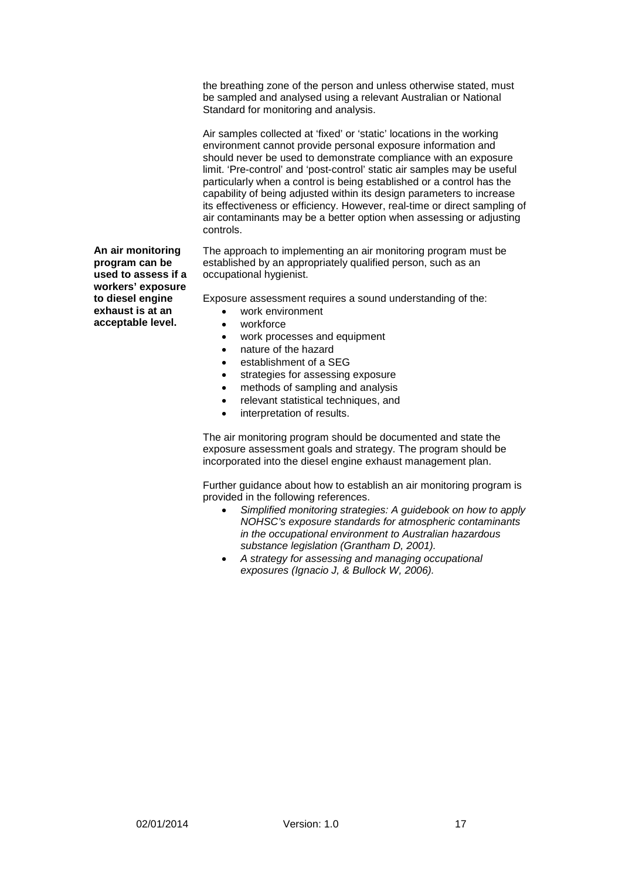the breathing zone of the person and unless otherwise stated, must be sampled and analysed using a relevant Australian or National Standard for monitoring and analysis.

Air samples collected at 'fixed' or 'static' locations in the working environment cannot provide personal exposure information and should never be used to demonstrate compliance with an exposure limit. 'Pre-control' and 'post-control' static air samples may be useful particularly when a control is being established or a control has the capability of being adjusted within its design parameters to increase its effectiveness or efficiency. However, real-time or direct sampling of air contaminants may be a better option when assessing or adjusting controls.

**An air monitoring program can be used to assess if a workers' exposure to diesel engine exhaust is at an acceptable level.**

The approach to implementing an air monitoring program must be established by an appropriately qualified person, such as an occupational hygienist.

Exposure assessment requires a sound understanding of the:

- work environment
- workforce
- work processes and equipment
- nature of the hazard
- establishment of a SEG
- strategies for assessing exposure
- methods of sampling and analysis
- relevant statistical techniques, and
- interpretation of results.

The air monitoring program should be documented and state the exposure assessment goals and strategy. The program should be incorporated into the diesel engine exhaust management plan.

Further guidance about how to establish an air monitoring program is provided in the following references.

- *Simplified monitoring strategies: A guidebook on how to apply NOHSC's exposure standards for atmospheric contaminants in the occupational environment to Australian hazardous substance legislation (Grantham D, 2001).*
- *A strategy for assessing and managing occupational exposures (Ignacio J, & Bullock W, 2006).*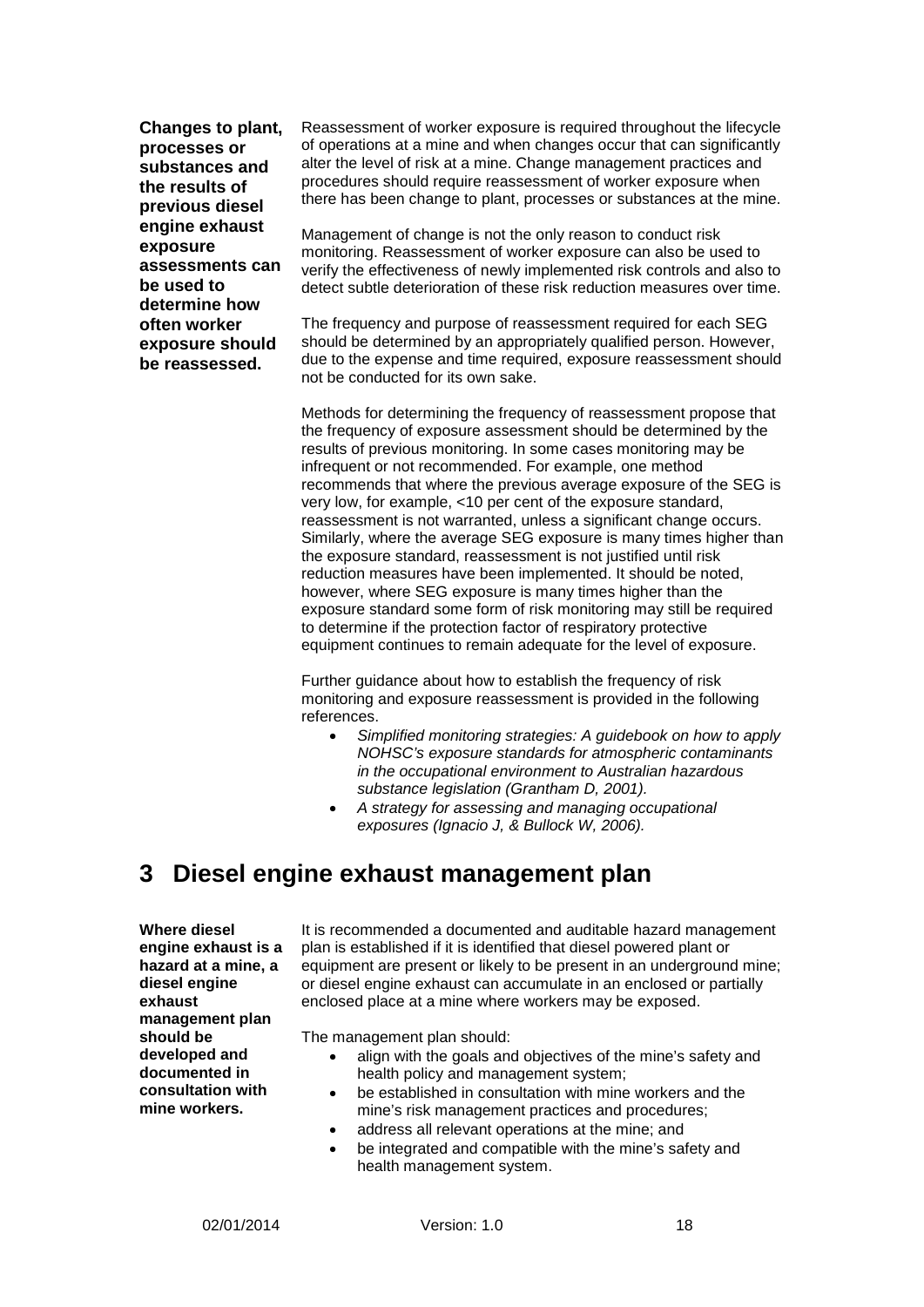**Changes to plant, processes or substances and the results of previous diesel engine exhaust exposure assessments can be used to determine how often worker exposure should be reassessed.**

Reassessment of worker exposure is required throughout the lifecycle of operations at a mine and when changes occur that can significantly alter the level of risk at a mine. Change management practices and procedures should require reassessment of worker exposure when there has been change to plant, processes or substances at the mine.

Management of change is not the only reason to conduct risk monitoring. Reassessment of worker exposure can also be used to verify the effectiveness of newly implemented risk controls and also to detect subtle deterioration of these risk reduction measures over time.

The frequency and purpose of reassessment required for each SEG should be determined by an appropriately qualified person. However, due to the expense and time required, exposure reassessment should not be conducted for its own sake.

Methods for determining the frequency of reassessment propose that the frequency of exposure assessment should be determined by the results of previous monitoring. In some cases monitoring may be infrequent or not recommended. For example, one method recommends that where the previous average exposure of the SEG is very low, for example, <10 per cent of the exposure standard, reassessment is not warranted, unless a significant change occurs. Similarly, where the average SEG exposure is many times higher than the exposure standard, reassessment is not justified until risk reduction measures have been implemented. It should be noted, however, where SEG exposure is many times higher than the exposure standard some form of risk monitoring may still be required to determine if the protection factor of respiratory protective equipment continues to remain adequate for the level of exposure.

Further guidance about how to establish the frequency of risk monitoring and exposure reassessment is provided in the following references.

- *Simplified monitoring strategies: A guidebook on how to apply NOHSC's exposure standards for atmospheric contaminants in the occupational environment to Australian hazardous substance legislation (Grantham D, 2001).*
- *A strategy for assessing and managing occupational exposures (Ignacio J, & Bullock W, 2006).*

# 3 Diesel engine exhaust management plan

**Where diesel engine exhaust is a hazard at a mine, a diesel engine exhaust management plan should be developed and documented in consultation with mine workers.**

It is recommended a documented and auditable hazard management plan is established if it is identified that diesel powered plant or equipment are present or likely to be present in an underground mine; or diesel engine exhaust can accumulate in an enclosed or partially enclosed place at a mine where workers may be exposed.

The management plan should:

- align with the goals and objectives of the mine's safety and health policy and management system;
- be established in consultation with mine workers and the mine's risk management practices and procedures;
- address all relevant operations at the mine; and
- be integrated and compatible with the mine's safety and health management system.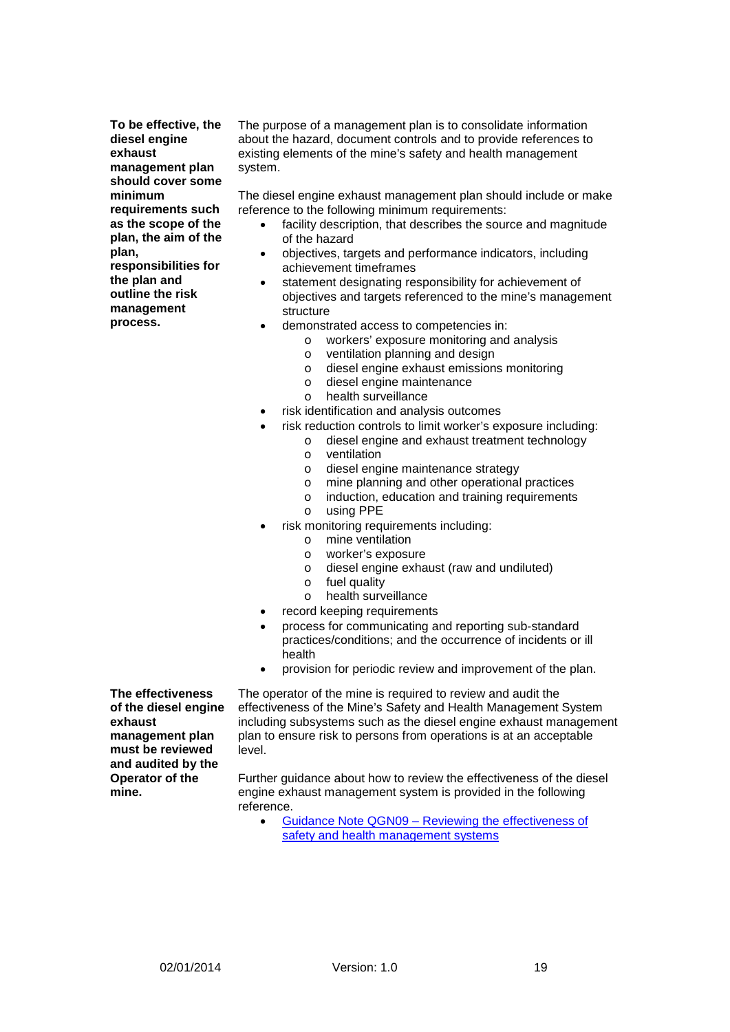**To be effective, the diesel engine exhaust management plan should cover some minimum requirements such as the scope of the plan, the aim of the plan, responsibilities for the plan and outline the risk management process.**

The purpose of a management plan is to consolidate information about the hazard, document controls and to provide references to existing elements of the mine's safety and health management system.

The diesel engine exhaust management plan should include or make reference to the following minimum requirements:

- facility description, that describes the source and magnitude of the hazard
- objectives, targets and performance indicators, including achievement timeframes
- statement designating responsibility for achievement of objectives and targets referenced to the mine's management structure
- demonstrated access to competencies in:
    - workers' exposure monitoring and analysis
    - ventilation planning and design
    - diesel engine exhaust emissions monitoring
    - diesel engine maintenance
    - health surveillance
- risk identification and analysis outcomes
- risk reduction controls to limit worker's exposure including:
    - diesel engine and exhaust treatment technology
    - ventilation
    - diesel engine maintenance strategy
    - mine planning and other operational practices
    - induction, education and training requirements
    - using PPE
- risk monitoring requirements including:
    - mine ventilation
    - worker's exposure
    - diesel engine exhaust (raw and undiluted)
    - fuel quality
    - health surveillance
- record keeping requirements
- process for communicating and reporting sub-standard practices/conditions; and the occurrence of incidents or ill health
- provision for periodic review and improvement of the plan.

**The effectiveness of the diesel engine exhaust management plan must be reviewed and audited by the Operator of the mine.**

The operator of the mine is required to review and audit the effectiveness of the Mine's Safety and Health Management System including subsystems such as the diesel engine exhaust management plan to ensure risk to persons from operations is at an acceptable level.

Further guidance about how to review the effectiveness of the diesel engine exhaust management system is provided in the following reference.

- Guidance Note QGN09 – Reviewing the effectiveness of safety and health management systems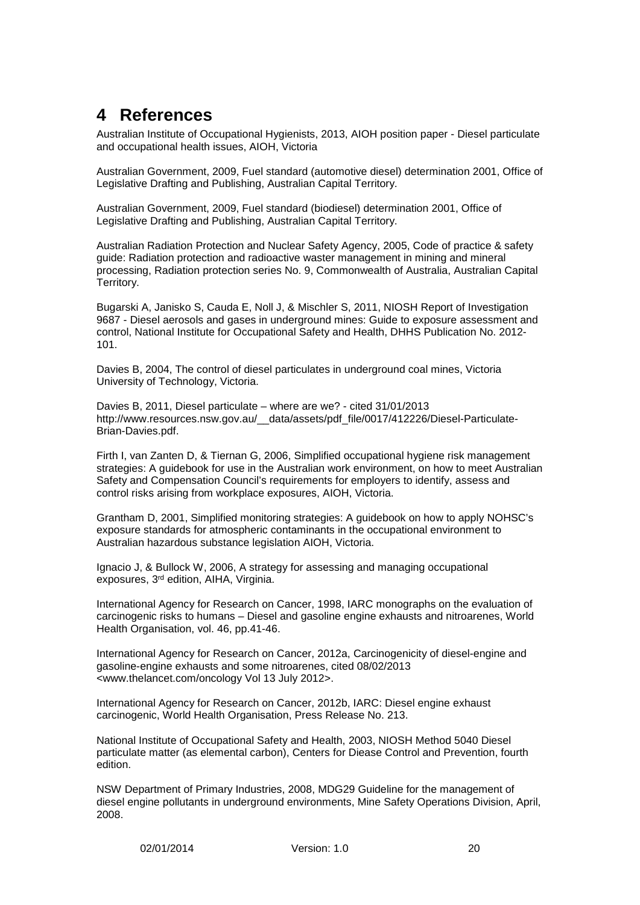# 4 References

Australian Institute of Occupational Hygienists, 2013, AIOH position paper - Diesel particulate and occupational health issues, AIOH, Victoria

Australian Government, 2009, Fuel standard (automotive diesel) determination 2001, Office of Legislative Drafting and Publishing, Australian Capital Territory.

Australian Government, 2009, Fuel standard (biodiesel) determination 2001, Office of Legislative Drafting and Publishing, Australian Capital Territory.

Australian Radiation Protection and Nuclear Safety Agency, 2005, Code of practice & safety guide: Radiation protection and radioactive waster management in mining and mineral processing, Radiation protection series No. 9, Commonwealth of Australia, Australian Capital Territory.

Bugarski A, Janisko S, Cauda E, Noll J, & Mischler S, 2011, NIOSH Report of Investigation 9687 - Diesel aerosols and gases in underground mines: Guide to exposure assessment and control, National Institute for Occupational Safety and Health, DHHS Publication No. 2012-101.

Davies B, 2004, The control of diesel particulates in underground coal mines, Victoria University of Technology, Victoria.

Davies B, 2011, Diesel particulate – where are we? - cited 31/01/2013 http://www.resources.nsw.gov.au/__data/assets/pdf_file/0017/412226/Diesel-Particulate-Brian-Davies.pdf.

Firth I, van Zanten D, & Tiernan G, 2006, Simplified occupational hygiene risk management strategies: A guidebook for use in the Australian work environment, on how to meet Australian Safety and Compensation Council's requirements for employers to identify, assess and control risks arising from workplace exposures, AIOH, Victoria.

Grantham D, 2001, Simplified monitoring strategies: A guidebook on how to apply NOHSC's exposure standards for atmospheric contaminants in the occupational environment to Australian hazardous substance legislation AIOH, Victoria.

Ignacio J, & Bullock W, 2006, A strategy for assessing and managing occupational exposures, 3rd edition, AIHA, Virginia.

International Agency for Research on Cancer, 1998, IARC monographs on the evaluation of carcinogenic risks to humans – Diesel and gasoline engine exhausts and nitroarenes, World Health Organisation, vol. 46, pp.41-46.

International Agency for Research on Cancer, 2012a, Carcinogenicity of diesel-engine and gasoline-engine exhausts and some nitroarenes, cited 08/02/2013 <www.thelancet.com/oncology Vol 13 July 2012>.

International Agency for Research on Cancer, 2012b, IARC: Diesel engine exhaust carcinogenic, World Health Organisation, Press Release No. 213.

National Institute of Occupational Safety and Health, 2003, NIOSH Method 5040 Diesel particulate matter (as elemental carbon), Centers for Diease Control and Prevention, fourth edition.

NSW Department of Primary Industries, 2008, MDG29 Guideline for the management of diesel engine pollutants in underground environments, Mine Safety Operations Division, April, 2008.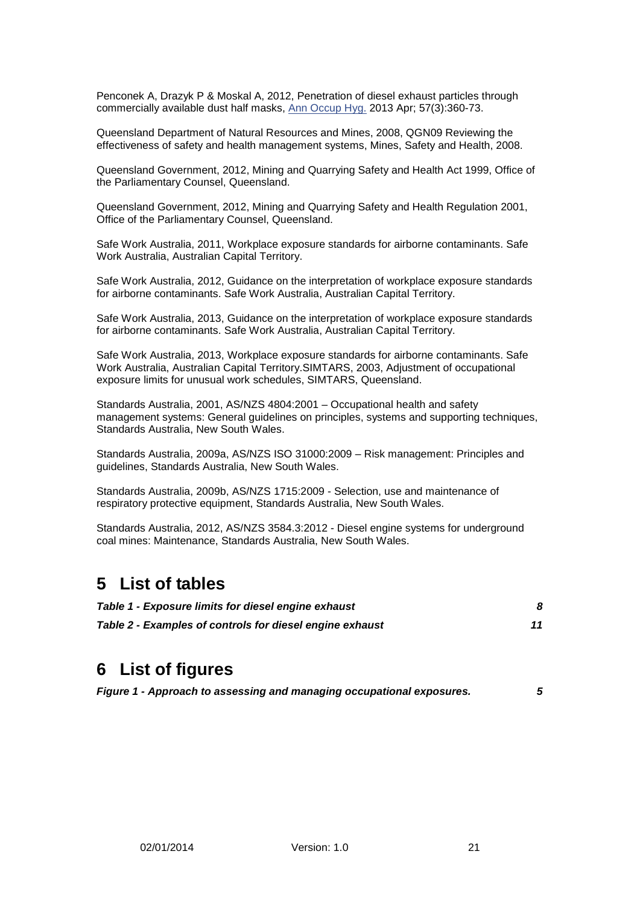Penconek A, Drazyk P & Moskal A, 2012, Penetration of diesel exhaust particles through commercially available dust half masks, Ann Occup Hyg. 2013 Apr; 57(3):360-73.

Queensland Department of Natural Resources and Mines, 2008, QGN09 Reviewing the effectiveness of safety and health management systems, Mines, Safety and Health, 2008.

Queensland Government, 2012, Mining and Quarrying Safety and Health Act 1999, Office of the Parliamentary Counsel, Queensland.

Queensland Government, 2012, Mining and Quarrying Safety and Health Regulation 2001, Office of the Parliamentary Counsel, Queensland.

Safe Work Australia, 2011, Workplace exposure standards for airborne contaminants. Safe Work Australia, Australian Capital Territory.

Safe Work Australia, 2012, Guidance on the interpretation of workplace exposure standards for airborne contaminants. Safe Work Australia, Australian Capital Territory.

Safe Work Australia, 2013, Guidance on the interpretation of workplace exposure standards for airborne contaminants. Safe Work Australia, Australian Capital Territory.

Safe Work Australia, 2013, Workplace exposure standards for airborne contaminants. Safe Work Australia, Australian Capital Territory.SIMTARS, 2003, Adjustment of occupational exposure limits for unusual work schedules, SIMTARS, Queensland.

Standards Australia, 2001, AS/NZS 4804:2001 – Occupational health and safety management systems: General guidelines on principles, systems and supporting techniques, Standards Australia, New South Wales.

Standards Australia, 2009a, AS/NZS ISO 31000:2009 – Risk management: Principles and guidelines, Standards Australia, New South Wales.

Standards Australia, 2009b, AS/NZS 1715:2009 - Selection, use and maintenance of respiratory protective equipment, Standards Australia, New South Wales.

Standards Australia, 2012, AS/NZS 3584.3:2012 - Diesel engine systems for underground coal mines: Maintenance, Standards Australia, New South Wales.

# 5 List of tables

***Table 1 - Exposure limits for diesel engine exhaust*** **8**

***Table 2 - Examples of controls for diesel engine exhaust*** **11**

# 6 List of figures

***Figure 1 - Approach to assessing and managing occupational exposures.*** **5**